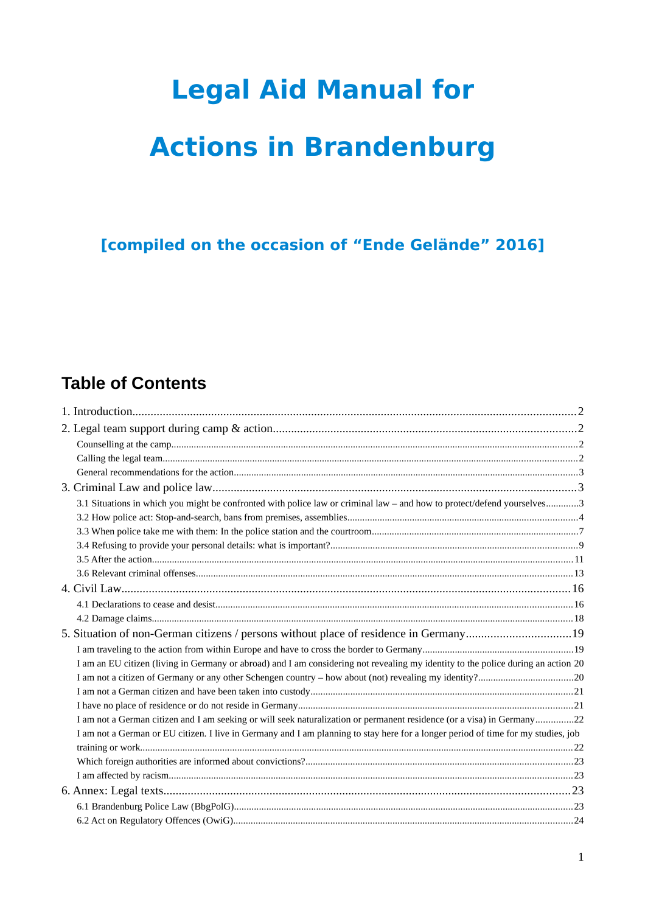# Legal Aid Manual for Actions in Brandenburg

**[compiled on the occasion of "Ende Gelände" 2016]**

## Table of Contents

1. Introduction....2
2. Legal team support during camp & action....2
   - Counselling at the camp....2
   - Calling the legal team....2
   - General recommendations for the action....3
3. Criminal Law and police law....3
   - 3.1 Situations in which you might be confronted with police law or criminal law – and how to protect/defend yourselves....3
   - 3.2 How police act: Stop-and-search, bans from premises, assemblies....4
   - 3.3 When police take me with them: In the police station and the courtroom....7
   - 3.4 Refusing to provide your personal details: what is important?....9
   - 3.5 After the action....11
   - 3.6 Relevant criminal offenses....13
4. Civil Law....16
   - 4.1 Declarations to cease and desist....16
   - 4.2 Damage claims....18
5. Situation of non-German citizens / persons without place of residence in Germany....19
   - I am traveling to the action from within Europe and have to cross the border to Germany....19
   - I am an EU citizen (living in Germany or abroad) and I am considering not revealing my identity to the police during an action 20
   - I am not a citizen of Germany or any other Schengen country – how about (not) revealing my identity?....20
   - I am not a German citizen and have been taken into custody....21
   - I have no place of residence or do not reside in Germany....21
   - I am not a German citizen and I am seeking or will seek naturalization or permanent residence (or a visa) in Germany....22
   - I am not a German or EU citizen. I live in Germany and I am planning to stay here for a longer period of time for my studies, job training or work....22
   - Which foreign authorities are informed about convictions?....23
   - I am affected by racism....23
6. Annex: Legal texts....23
   - 6.1 Brandenburg Police Law (BbgPolG)....23
   - 6.2 Act on Regulatory Offences (OwiG)....24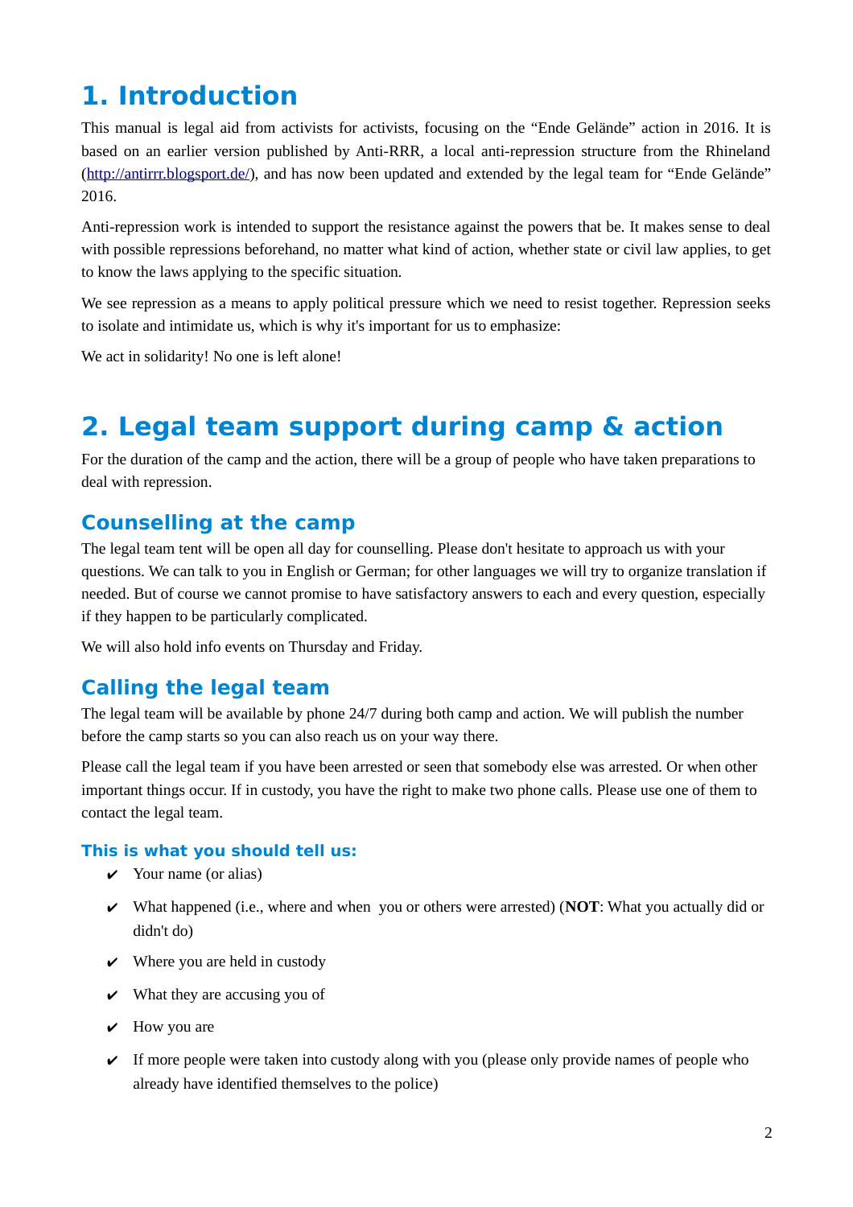# 1. Introduction

This manual is legal aid from activists for activists, focusing on the “Ende Gelände” action in 2016. It is based on an earlier version published by Anti-RRR, a local anti-repression structure from the Rhineland (http://antirrr.blogsport.de/), and has now been updated and extended by the legal team for “Ende Gelände” 2016.

Anti-repression work is intended to support the resistance against the powers that be. It makes sense to deal with possible repressions beforehand, no matter what kind of action, whether state or civil law applies, to get to know the laws applying to the specific situation.

We see repression as a means to apply political pressure which we need to resist together. Repression seeks to isolate and intimidate us, which is why it's important for us to emphasize:

We act in solidarity! No one is left alone!

# 2. Legal team support during camp & action

For the duration of the camp and the action, there will be a group of people who have taken preparations to deal with repression.

## Counselling at the camp

The legal team tent will be open all day for counselling. Please don't hesitate to approach us with your questions. We can talk to you in English or German; for other languages we will try to organize translation if needed. But of course we cannot promise to have satisfactory answers to each and every question, especially if they happen to be particularly complicated.

We will also hold info events on Thursday and Friday.

## Calling the legal team

The legal team will be available by phone 24/7 during both camp and action. We will publish the number before the camp starts so you can also reach us on your way there.

Please call the legal team if you have been arrested or seen that somebody else was arrested. Or when other important things occur. If in custody, you have the right to make two phone calls. Please use one of them to contact the legal team.

### This is what you should tell us:

- ✔ Your name (or alias)
- ✔ What happened (i.e., where and when you or others were arrested) (**NOT**: What you actually did or didn't do)
- ✔ Where you are held in custody
- ✔ What they are accusing you of
- ✔ How you are
- ✔ If more people were taken into custody along with you (please only provide names of people who already have identified themselves to the police)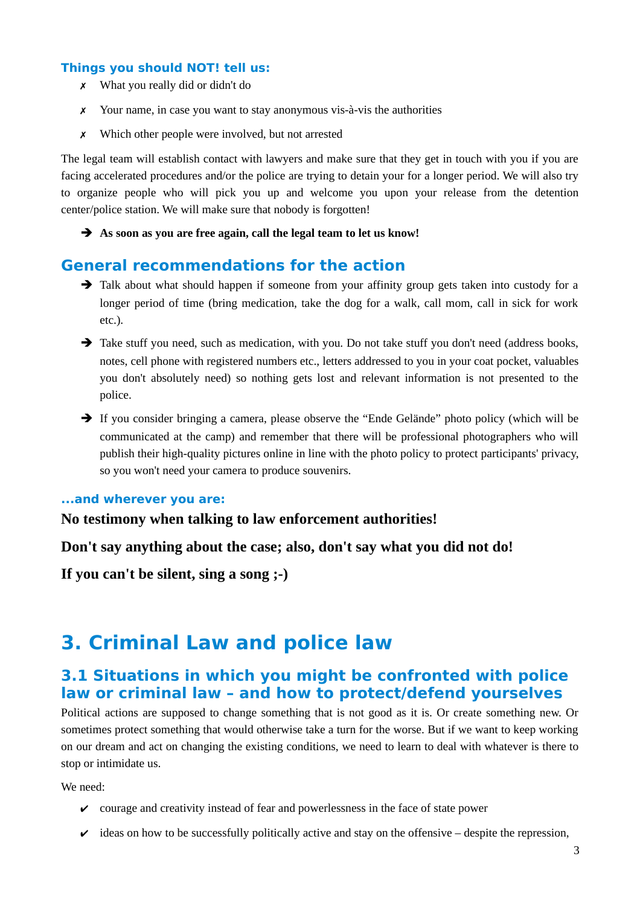#### Things you should NOT! tell us:

- ✗ What you really did or didn't do
- ✗ Your name, in case you want to stay anonymous vis-à-vis the authorities
- ✗ Which other people were involved, but not arrested

The legal team will establish contact with lawyers and make sure that they get in touch with you if you are facing accelerated procedures and/or the police are trying to detain your for a longer period. We will also try to organize people who will pick you up and welcome you upon your release from the detention center/police station. We will make sure that nobody is forgotten!

- ➔ **As soon as you are free again, call the legal team to let us know!**

### General recommendations for the action

- ➔ Talk about what should happen if someone from your affinity group gets taken into custody for a longer period of time (bring medication, take the dog for a walk, call mom, call in sick for work etc.).
- ➔ Take stuff you need, such as medication, with you. Do not take stuff you don't need (address books, notes, cell phone with registered numbers etc., letters addressed to you in your coat pocket, valuables you don't absolutely need) so nothing gets lost and relevant information is not presented to the police.
- ➔ If you consider bringing a camera, please observe the "Ende Gelände" photo policy (which will be communicated at the camp) and remember that there will be professional photographers who will publish their high-quality pictures online in line with the photo policy to protect participants' privacy, so you won't need your camera to produce souvenirs.

#### ...and wherever you are:

**No testimony when talking to law enforcement authorities!**

**Don't say anything about the case; also, don't say what you did not do!**

**If you can't be silent, sing a song ;-)**

# 3. Criminal Law and police law

## 3.1 Situations in which you might be confronted with police law or criminal law – and how to protect/defend yourselves

Political actions are supposed to change something that is not good as it is. Or create something new. Or sometimes protect something that would otherwise take a turn for the worse. But if we want to keep working on our dream and act on changing the existing conditions, we need to learn to deal with whatever is there to stop or intimidate us.

We need:

- ✔ courage and creativity instead of fear and powerlessness in the face of state power
- ✔ ideas on how to be successfully politically active and stay on the offensive – despite the repression,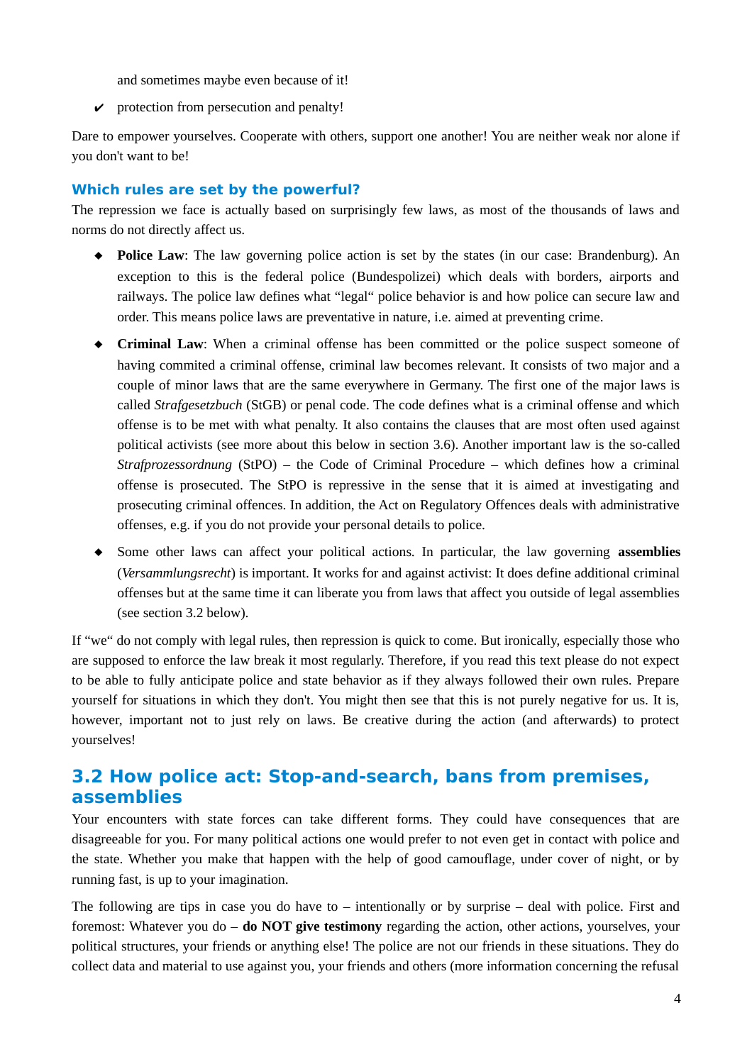and sometimes maybe even because of it!

- ✔ protection from persecution and penalty!

Dare to empower yourselves. Cooperate with others, support one another! You are neither weak nor alone if you don't want to be!

### Which rules are set by the powerful?

The repression we face is actually based on surprisingly few laws, as most of the thousands of laws and norms do not directly affect us.

- **Police Law**: The law governing police action is set by the states (in our case: Brandenburg). An exception to this is the federal police (Bundespolizei) which deals with borders, airports and railways. The police law defines what "legal" police behavior is and how police can secure law and order. This means police laws are preventative in nature, i.e. aimed at preventing crime.
- **Criminal Law**: When a criminal offense has been committed or the police suspect someone of having commited a criminal offense, criminal law becomes relevant. It consists of two major and a couple of minor laws that are the same everywhere in Germany. The first one of the major laws is called *Strafgesetzbuch* (StGB) or penal code. The code defines what is a criminal offense and which offense is to be met with what penalty. It also contains the clauses that are most often used against political activists (see more about this below in section 3.6). Another important law is the so-called *Strafprozessordnung* (StPO) – the Code of Criminal Procedure – which defines how a criminal offense is prosecuted. The StPO is repressive in the sense that it is aimed at investigating and prosecuting criminal offences. In addition, the Act on Regulatory Offences deals with administrative offenses, e.g. if you do not provide your personal details to police.
- Some other laws can affect your political actions. In particular, the law governing **assemblies** (*Versammlungsrecht*) is important. It works for and against activist: It does define additional criminal offenses but at the same time it can liberate you from laws that affect you outside of legal assemblies (see section 3.2 below).

If "we" do not comply with legal rules, then repression is quick to come. But ironically, especially those who are supposed to enforce the law break it most regularly. Therefore, if you read this text please do not expect to be able to fully anticipate police and state behavior as if they always followed their own rules. Prepare yourself for situations in which they don't. You might then see that this is not purely negative for us. It is, however, important not to just rely on laws. Be creative during the action (and afterwards) to protect yourselves!

## 3.2 How police act: Stop-and-search, bans from premises, assemblies

Your encounters with state forces can take different forms. They could have consequences that are disagreeable for you. For many political actions one would prefer to not even get in contact with police and the state. Whether you make that happen with the help of good camouflage, under cover of night, or by running fast, is up to your imagination.

The following are tips in case you do have to – intentionally or by surprise – deal with police. First and foremost: Whatever you do – **do NOT give testimony** regarding the action, other actions, yourselves, your political structures, your friends or anything else! The police are not our friends in these situations. They do collect data and material to use against you, your friends and others (more information concerning the refusal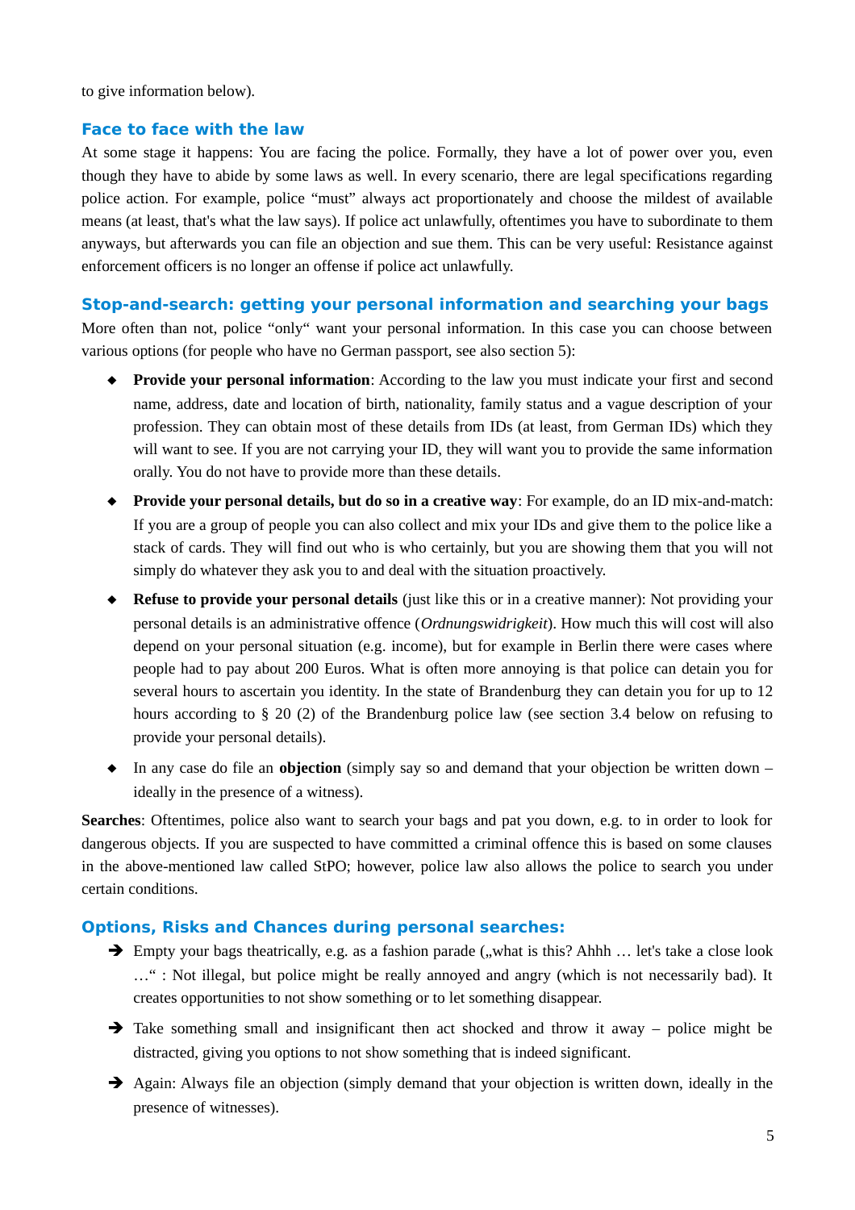to give information below).

## Face to face with the law

At some stage it happens: You are facing the police. Formally, they have a lot of power over you, even though they have to abide by some laws as well. In every scenario, there are legal specifications regarding police action. For example, police "must" always act proportionately and choose the mildest of available means (at least, that's what the law says). If police act unlawfully, oftentimes you have to subordinate to them anyways, but afterwards you can file an objection and sue them. This can be very useful: Resistance against enforcement officers is no longer an offense if police act unlawfully.

## Stop-and-search: getting your personal information and searching your bags

More often than not, police "only" want your personal information. In this case you can choose between various options (for people who have no German passport, see also section 5):

- **Provide your personal information**: According to the law you must indicate your first and second name, address, date and location of birth, nationality, family status and a vague description of your profession. They can obtain most of these details from IDs (at least, from German IDs) which they will want to see. If you are not carrying your ID, they will want you to provide the same information orally. You do not have to provide more than these details.
- **Provide your personal details, but do so in a creative way**: For example, do an ID mix-and-match: If you are a group of people you can also collect and mix your IDs and give them to the police like a stack of cards. They will find out who is who certainly, but you are showing them that you will not simply do whatever they ask you to and deal with the situation proactively.
- **Refuse to provide your personal details** (just like this or in a creative manner): Not providing your personal details is an administrative offence (*Ordnungswidrigkeit*). How much this will cost will also depend on your personal situation (e.g. income), but for example in Berlin there were cases where people had to pay about 200 Euros. What is often more annoying is that police can detain you for several hours to ascertain you identity. In the state of Brandenburg they can detain you for up to 12 hours according to § 20 (2) of the Brandenburg police law (see section 3.4 below on refusing to provide your personal details).
- In any case do file an **objection** (simply say so and demand that your objection be written down – ideally in the presence of a witness).

**Searches**: Oftentimes, police also want to search your bags and pat you down, e.g. to in order to look for dangerous objects. If you are suspected to have committed a criminal offence this is based on some clauses in the above-mentioned law called StPO; however, police law also allows the police to search you under certain conditions.

## Options, Risks and Chances during personal searches:

- Empty your bags theatrically, e.g. as a fashion parade („what is this? Ahhh … let's take a close look …" : Not illegal, but police might be really annoyed and angry (which is not necessarily bad). It creates opportunities to not show something or to let something disappear.
- Take something small and insignificant then act shocked and throw it away – police might be distracted, giving you options to not show something that is indeed significant.
- Again: Always file an objection (simply demand that your objection is written down, ideally in the presence of witnesses).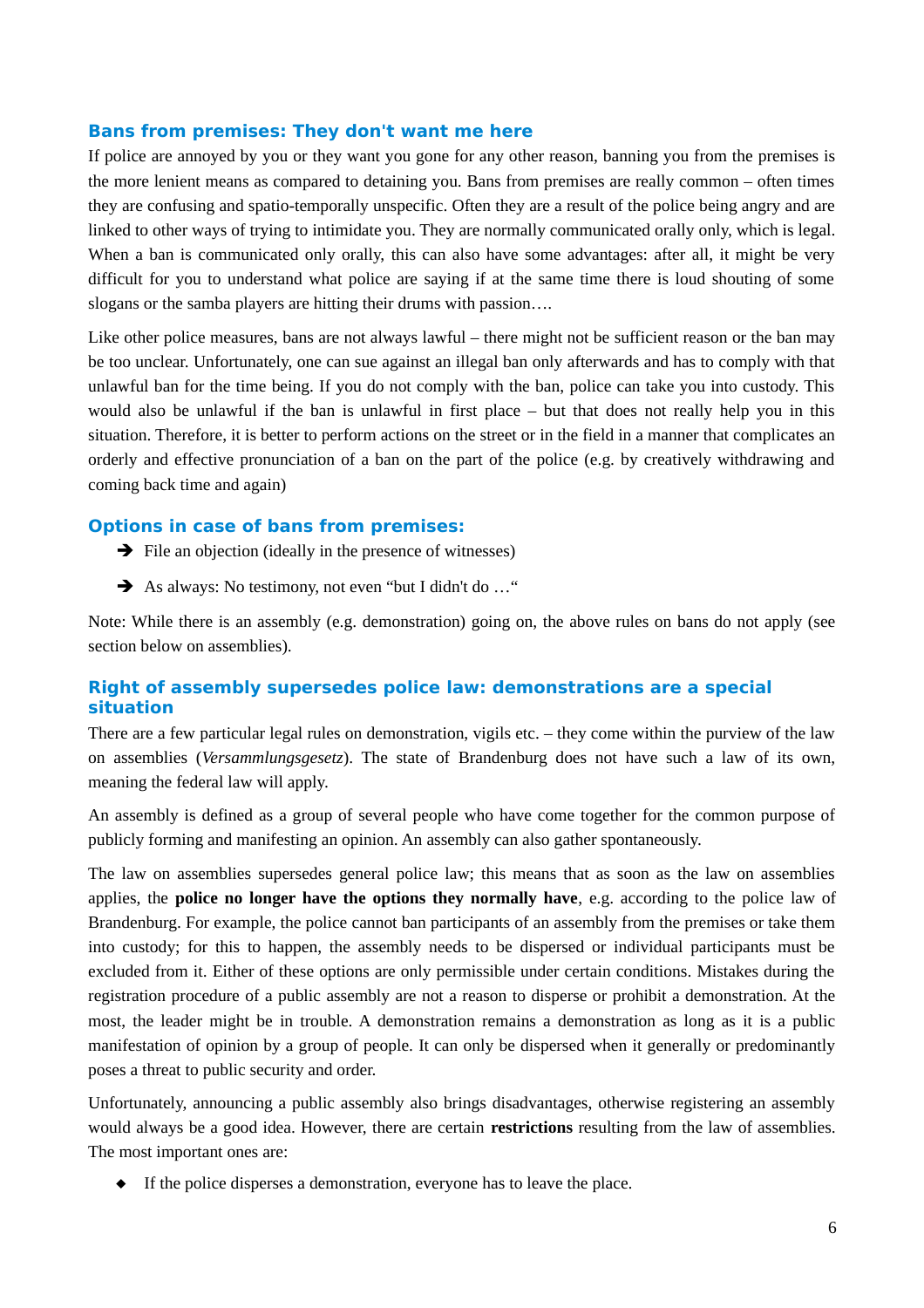## Bans from premises: They don't want me here

If police are annoyed by you or they want you gone for any other reason, banning you from the premises is the more lenient means as compared to detaining you. Bans from premises are really common – often times they are confusing and spatio-temporally unspecific. Often they are a result of the police being angry and are linked to other ways of trying to intimidate you. They are normally communicated orally only, which is legal. When a ban is communicated only orally, this can also have some advantages: after all, it might be very difficult for you to understand what police are saying if at the same time there is loud shouting of some slogans or the samba players are hitting their drums with passion….

Like other police measures, bans are not always lawful – there might not be sufficient reason or the ban may be too unclear. Unfortunately, one can sue against an illegal ban only afterwards and has to comply with that unlawful ban for the time being. If you do not comply with the ban, police can take you into custody. This would also be unlawful if the ban is unlawful in first place – but that does not really help you in this situation. Therefore, it is better to perform actions on the street or in the field in a manner that complicates an orderly and effective pronunciation of a ban on the part of the police (e.g. by creatively withdrawing and coming back time and again)

## Options in case of bans from premises:

- ➔ File an objection (ideally in the presence of witnesses)
- ➔ As always: No testimony, not even "but I didn't do …"

Note: While there is an assembly (e.g. demonstration) going on, the above rules on bans do not apply (see section below on assemblies).

## Right of assembly supersedes police law: demonstrations are a special situation

There are a few particular legal rules on demonstration, vigils etc. – they come within the purview of the law on assemblies (*Versammlungsgesetz*). The state of Brandenburg does not have such a law of its own, meaning the federal law will apply.

An assembly is defined as a group of several people who have come together for the common purpose of publicly forming and manifesting an opinion. An assembly can also gather spontaneously.

The law on assemblies supersedes general police law; this means that as soon as the law on assemblies applies, the **police no longer have the options they normally have**, e.g. according to the police law of Brandenburg. For example, the police cannot ban participants of an assembly from the premises or take them into custody; for this to happen, the assembly needs to be dispersed or individual participants must be excluded from it. Either of these options are only permissible under certain conditions. Mistakes during the registration procedure of a public assembly are not a reason to disperse or prohibit a demonstration. At the most, the leader might be in trouble. A demonstration remains a demonstration as long as it is a public manifestation of opinion by a group of people. It can only be dispersed when it generally or predominantly poses a threat to public security and order.

Unfortunately, announcing a public assembly also brings disadvantages, otherwise registering an assembly would always be a good idea. However, there are certain **restrictions** resulting from the law of assemblies. The most important ones are:

- ◆ If the police disperses a demonstration, everyone has to leave the place.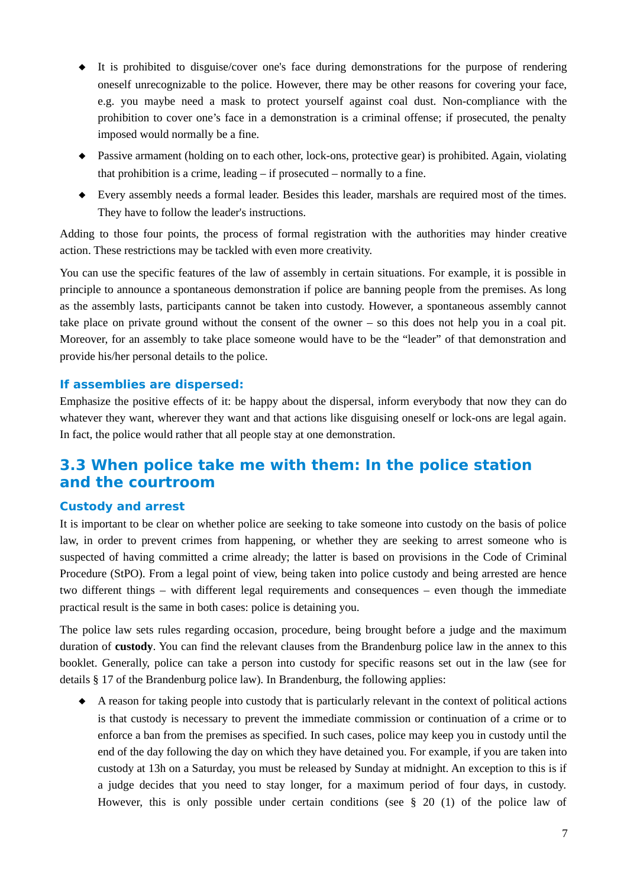- It is prohibited to disguise/cover one's face during demonstrations for the purpose of rendering oneself unrecognizable to the police. However, there may be other reasons for covering your face, e.g. you maybe need a mask to protect yourself against coal dust. Non-compliance with the prohibition to cover one's face in a demonstration is a criminal offense; if prosecuted, the penalty imposed would normally be a fine.
- Passive armament (holding on to each other, lock-ons, protective gear) is prohibited. Again, violating that prohibition is a crime, leading – if prosecuted – normally to a fine.
- Every assembly needs a formal leader. Besides this leader, marshals are required most of the times. They have to follow the leader's instructions.

Adding to those four points, the process of formal registration with the authorities may hinder creative action. These restrictions may be tackled with even more creativity.

You can use the specific features of the law of assembly in certain situations. For example, it is possible in principle to announce a spontaneous demonstration if police are banning people from the premises. As long as the assembly lasts, participants cannot be taken into custody. However, a spontaneous assembly cannot take place on private ground without the consent of the owner – so this does not help you in a coal pit. Moreover, for an assembly to take place someone would have to be the "leader" of that demonstration and provide his/her personal details to the police.

### If assemblies are dispersed:

Emphasize the positive effects of it: be happy about the dispersal, inform everybody that now they can do whatever they want, wherever they want and that actions like disguising oneself or lock-ons are legal again. In fact, the police would rather that all people stay at one demonstration.

## 3.3 When police take me with them: In the police station and the courtroom

### Custody and arrest

It is important to be clear on whether police are seeking to take someone into custody on the basis of police law, in order to prevent crimes from happening, or whether they are seeking to arrest someone who is suspected of having committed a crime already; the latter is based on provisions in the Code of Criminal Procedure (StPO). From a legal point of view, being taken into police custody and being arrested are hence two different things – with different legal requirements and consequences – even though the immediate practical result is the same in both cases: police is detaining you.

The police law sets rules regarding occasion, procedure, being brought before a judge and the maximum duration of **custody**. You can find the relevant clauses from the Brandenburg police law in the annex to this booklet. Generally, police can take a person into custody for specific reasons set out in the law (see for details § 17 of the Brandenburg police law). In Brandenburg, the following applies:

- A reason for taking people into custody that is particularly relevant in the context of political actions is that custody is necessary to prevent the immediate commission or continuation of a crime or to enforce a ban from the premises as specified. In such cases, police may keep you in custody until the end of the day following the day on which they have detained you. For example, if you are taken into custody at 13h on a Saturday, you must be released by Sunday at midnight. An exception to this is if a judge decides that you need to stay longer, for a maximum period of four days, in custody. However, this is only possible under certain conditions (see § 20 (1) of the police law of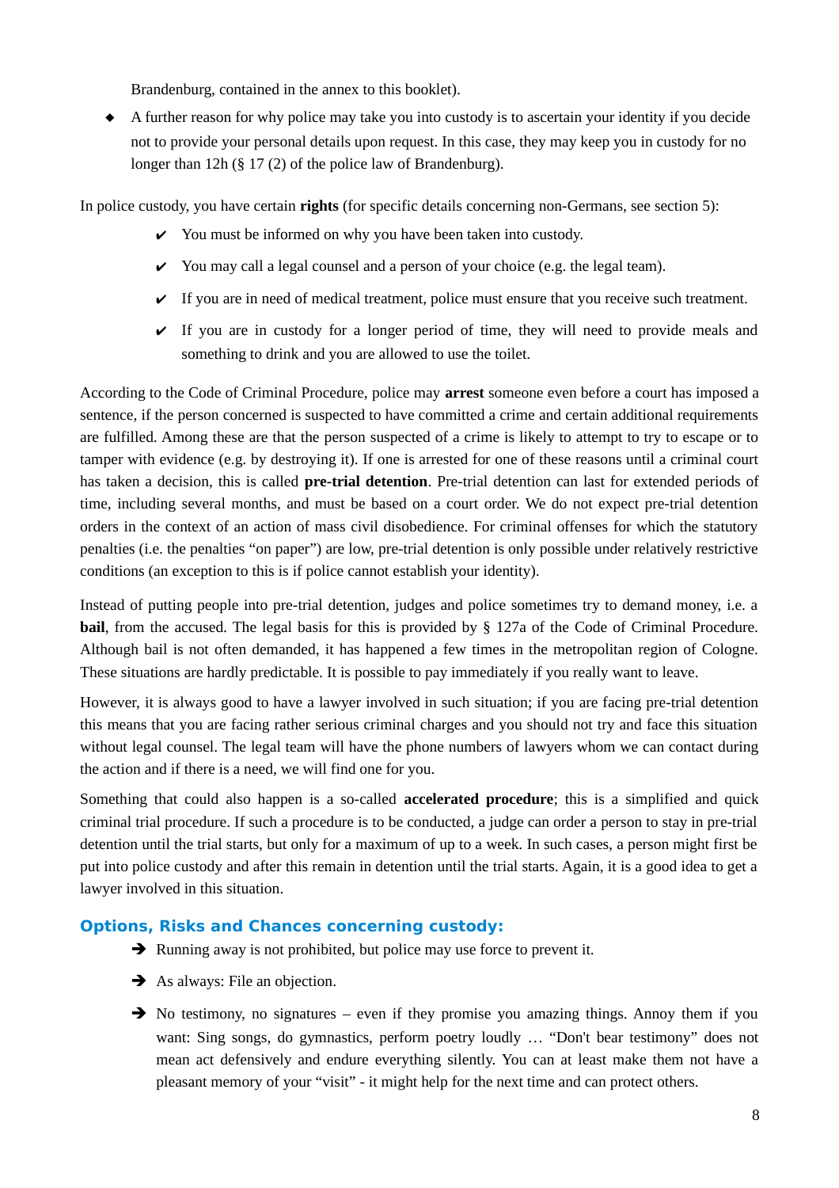Brandenburg, contained in the annex to this booklet).

- A further reason for why police may take you into custody is to ascertain your identity if you decide not to provide your personal details upon request. In this case, they may keep you in custody for no longer than 12h (§ 17 (2) of the police law of Brandenburg).

In police custody, you have certain **rights** (for specific details concerning non-Germans, see section 5):

- ✔ You must be informed on why you have been taken into custody.
- ✔ You may call a legal counsel and a person of your choice (e.g. the legal team).
- ✔ If you are in need of medical treatment, police must ensure that you receive such treatment.
- ✔ If you are in custody for a longer period of time, they will need to provide meals and something to drink and you are allowed to use the toilet.

According to the Code of Criminal Procedure, police may **arrest** someone even before a court has imposed a sentence, if the person concerned is suspected to have committed a crime and certain additional requirements are fulfilled. Among these are that the person suspected of a crime is likely to attempt to try to escape or to tamper with evidence (e.g. by destroying it). If one is arrested for one of these reasons until a criminal court has taken a decision, this is called **pre-trial detention**. Pre-trial detention can last for extended periods of time, including several months, and must be based on a court order. We do not expect pre-trial detention orders in the context of an action of mass civil disobedience. For criminal offenses for which the statutory penalties (i.e. the penalties "on paper") are low, pre-trial detention is only possible under relatively restrictive conditions (an exception to this is if police cannot establish your identity).

Instead of putting people into pre-trial detention, judges and police sometimes try to demand money, i.e. a **bail**, from the accused. The legal basis for this is provided by § 127a of the Code of Criminal Procedure. Although bail is not often demanded, it has happened a few times in the metropolitan region of Cologne. These situations are hardly predictable. It is possible to pay immediately if you really want to leave.

However, it is always good to have a lawyer involved in such situation; if you are facing pre-trial detention this means that you are facing rather serious criminal charges and you should not try and face this situation without legal counsel. The legal team will have the phone numbers of lawyers whom we can contact during the action and if there is a need, we will find one for you.

Something that could also happen is a so-called **accelerated procedure**; this is a simplified and quick criminal trial procedure. If such a procedure is to be conducted, a judge can order a person to stay in pre-trial detention until the trial starts, but only for a maximum of up to a week. In such cases, a person might first be put into police custody and after this remain in detention until the trial starts. Again, it is a good idea to get a lawyer involved in this situation.

### Options, Risks and Chances concerning custody:

- ➔ Running away is not prohibited, but police may use force to prevent it.
- ➔ As always: File an objection.
- ➔ No testimony, no signatures – even if they promise you amazing things. Annoy them if you want: Sing songs, do gymnastics, perform poetry loudly … "Don't bear testimony" does not mean act defensively and endure everything silently. You can at least make them not have a pleasant memory of your "visit" - it might help for the next time and can protect others.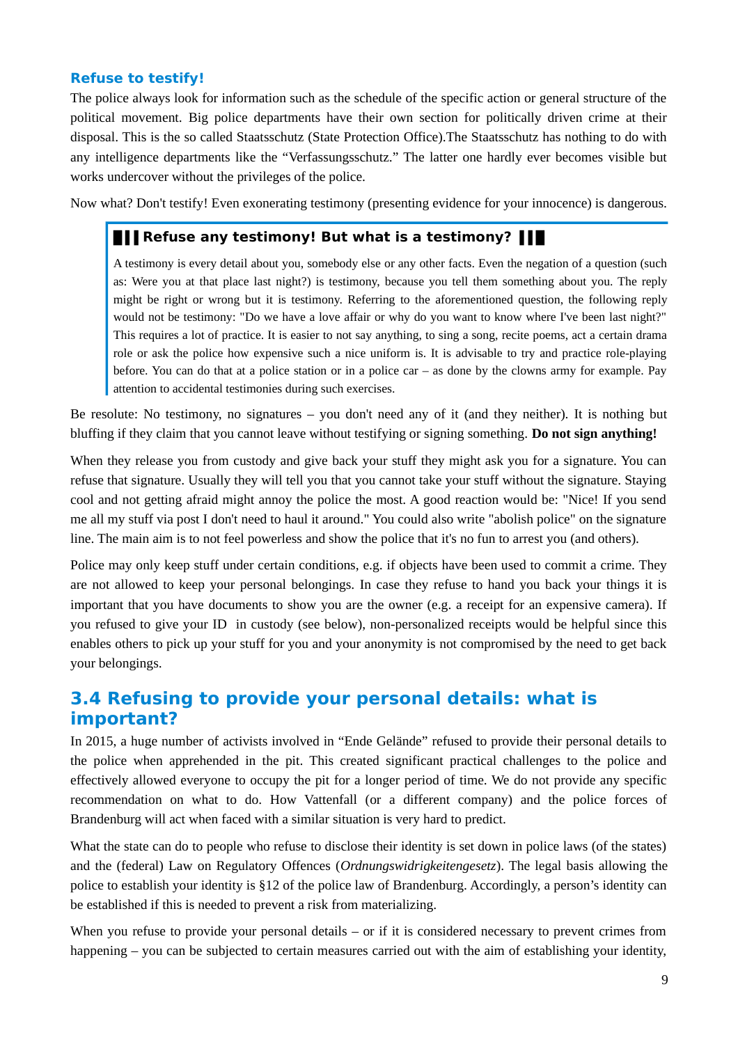### Refuse to testify!

The police always look for information such as the schedule of the specific action or general structure of the political movement. Big police departments have their own section for politically driven crime at their disposal. This is the so called Staatsschutz (State Protection Office).The Staatsschutz has nothing to do with any intelligence departments like the “Verfassungsschutz.” The latter one hardly ever becomes visible but works undercover without the privileges of the police.

Now what? Don't testify! Even exonerating testimony (presenting evidence for your innocence) is dangerous.

> **Refuse any testimony! But what is a testimony?**
>
> A testimony is every detail about you, somebody else or any other facts. Even the negation of a question (such as: Were you at that place last night?) is testimony, because you tell them something about you. The reply might be right or wrong but it is testimony. Referring to the aforementioned question, the following reply would not be testimony: "Do we have a love affair or why do you want to know where I've been last night?" This requires a lot of practice. It is easier to not say anything, to sing a song, recite poems, act a certain drama role or ask the police how expensive such a nice uniform is. It is advisable to try and practice role-playing before. You can do that at a police station or in a police car – as done by the clowns army for example. Pay attention to accidental testimonies during such exercises.

Be resolute: No testimony, no signatures – you don't need any of it (and they neither). It is nothing but bluffing if they claim that you cannot leave without testifying or signing something. **Do not sign anything!**

When they release you from custody and give back your stuff they might ask you for a signature. You can refuse that signature. Usually they will tell you that you cannot take your stuff without the signature. Staying cool and not getting afraid might annoy the police the most. A good reaction would be: "Nice! If you send me all my stuff via post I don't need to haul it around." You could also write "abolish police" on the signature line. The main aim is to not feel powerless and show the police that it's no fun to arrest you (and others).

Police may only keep stuff under certain conditions, e.g. if objects have been used to commit a crime. They are not allowed to keep your personal belongings. In case they refuse to hand you back your things it is important that you have documents to show you are the owner (e.g. a receipt for an expensive camera). If you refused to give your ID in custody (see below), non-personalized receipts would be helpful since this enables others to pick up your stuff for you and your anonymity is not compromised by the need to get back your belongings.

## 3.4 Refusing to provide your personal details: what is important?

In 2015, a huge number of activists involved in “Ende Gelände” refused to provide their personal details to the police when apprehended in the pit. This created significant practical challenges to the police and effectively allowed everyone to occupy the pit for a longer period of time. We do not provide any specific recommendation on what to do. How Vattenfall (or a different company) and the police forces of Brandenburg will act when faced with a similar situation is very hard to predict.

What the state can do to people who refuse to disclose their identity is set down in police laws (of the states) and the (federal) Law on Regulatory Offences (*Ordnungswidrigkeitengesetz*). The legal basis allowing the police to establish your identity is §12 of the police law of Brandenburg. Accordingly, a person’s identity can be established if this is needed to prevent a risk from materializing.

When you refuse to provide your personal details – or if it is considered necessary to prevent crimes from happening – you can be subjected to certain measures carried out with the aim of establishing your identity,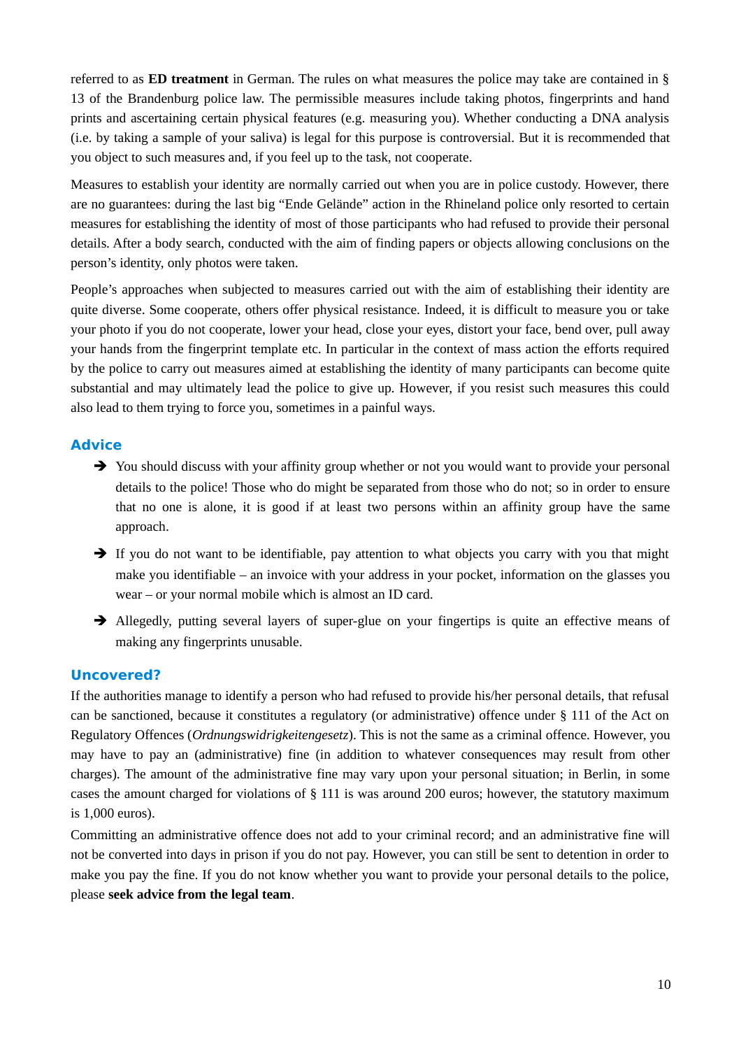referred to as **ED treatment** in German. The rules on what measures the police may take are contained in § 13 of the Brandenburg police law. The permissible measures include taking photos, fingerprints and hand prints and ascertaining certain physical features (e.g. measuring you). Whether conducting a DNA analysis (i.e. by taking a sample of your saliva) is legal for this purpose is controversial. But it is recommended that you object to such measures and, if you feel up to the task, not cooperate.

Measures to establish your identity are normally carried out when you are in police custody. However, there are no guarantees: during the last big "Ende Gelände" action in the Rhineland police only resorted to certain measures for establishing the identity of most of those participants who had refused to provide their personal details. After a body search, conducted with the aim of finding papers or objects allowing conclusions on the person's identity, only photos were taken.

People's approaches when subjected to measures carried out with the aim of establishing their identity are quite diverse. Some cooperate, others offer physical resistance. Indeed, it is difficult to measure you or take your photo if you do not cooperate, lower your head, close your eyes, distort your face, bend over, pull away your hands from the fingerprint template etc. In particular in the context of mass action the efforts required by the police to carry out measures aimed at establishing the identity of many participants can become quite substantial and may ultimately lead the police to give up. However, if you resist such measures this could also lead to them trying to force you, sometimes in a painful ways.

## Advice

- ➔ You should discuss with your affinity group whether or not you would want to provide your personal details to the police! Those who do might be separated from those who do not; so in order to ensure that no one is alone, it is good if at least two persons within an affinity group have the same approach.
- ➔ If you do not want to be identifiable, pay attention to what objects you carry with you that might make you identifiable – an invoice with your address in your pocket, information on the glasses you wear – or your normal mobile which is almost an ID card.
- ➔ Allegedly, putting several layers of super-glue on your fingertips is quite an effective means of making any fingerprints unusable.

## Uncovered?

If the authorities manage to identify a person who had refused to provide his/her personal details, that refusal can be sanctioned, because it constitutes a regulatory (or administrative) offence under § 111 of the Act on Regulatory Offences (*Ordnungswidrigkeitengesetz*). This is not the same as a criminal offence. However, you may have to pay an (administrative) fine (in addition to whatever consequences may result from other charges). The amount of the administrative fine may vary upon your personal situation; in Berlin, in some cases the amount charged for violations of § 111 is was around 200 euros; however, the statutory maximum is 1,000 euros).

Committing an administrative offence does not add to your criminal record; and an administrative fine will not be converted into days in prison if you do not pay. However, you can still be sent to detention in order to make you pay the fine. If you do not know whether you want to provide your personal details to the police, please **seek advice from the legal team**.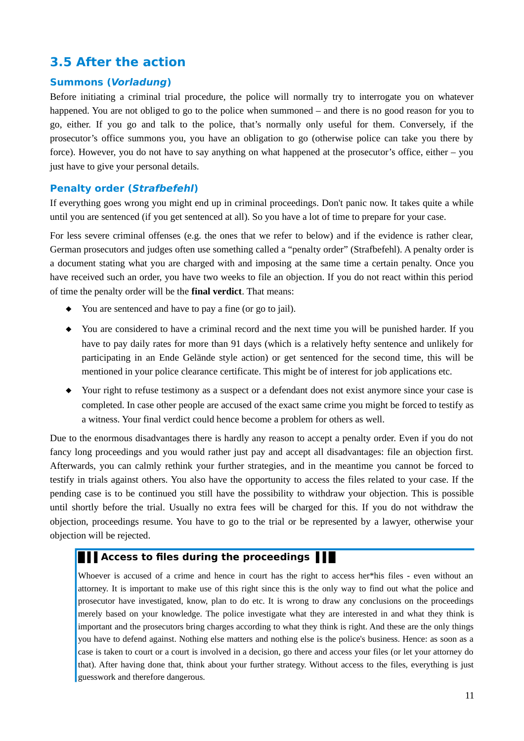## 3.5 After the action

### Summons (*Vorladung*)

Before initiating a criminal trial procedure, the police will normally try to interrogate you on whatever happened. You are not obliged to go to the police when summoned – and there is no good reason for you to go, either. If you go and talk to the police, that's normally only useful for them. Conversely, if the prosecutor's office summons you, you have an obligation to go (otherwise police can take you there by force). However, you do not have to say anything on what happened at the prosecutor's office, either – you just have to give your personal details.

### Penalty order (*Strafbefehl*)

If everything goes wrong you might end up in criminal proceedings. Don't panic now. It takes quite a while until you are sentenced (if you get sentenced at all). So you have a lot of time to prepare for your case.

For less severe criminal offenses (e.g. the ones that we refer to below) and if the evidence is rather clear, German prosecutors and judges often use something called a "penalty order" (Strafbefehl). A penalty order is a document stating what you are charged with and imposing at the same time a certain penalty. Once you have received such an order, you have two weeks to file an objection. If you do not react within this period of time the penalty order will be the **final verdict**. That means:

- You are sentenced and have to pay a fine (or go to jail).
- You are considered to have a criminal record and the next time you will be punished harder. If you have to pay daily rates for more than 91 days (which is a relatively hefty sentence and unlikely for participating in an Ende Gelände style action) or get sentenced for the second time, this will be mentioned in your police clearance certificate. This might be of interest for job applications etc.
- Your right to refuse testimony as a suspect or a defendant does not exist anymore since your case is completed. In case other people are accused of the exact same crime you might be forced to testify as a witness. Your final verdict could hence become a problem for others as well.

Due to the enormous disadvantages there is hardly any reason to accept a penalty order. Even if you do not fancy long proceedings and you would rather just pay and accept all disadvantages: file an objection first. Afterwards, you can calmly rethink your further strategies, and in the meantime you cannot be forced to testify in trials against others. You also have the opportunity to access the files related to your case. If the pending case is to be continued you still have the possibility to withdraw your objection. This is possible until shortly before the trial. Usually no extra fees will be charged for this. If you do not withdraw the objection, proceedings resume. You have to go to the trial or be represented by a lawyer, otherwise your objection will be rejected.

#### Access to files during the proceedings

Whoever is accused of a crime and hence in court has the right to access her*his files - even without an attorney. It is important to make use of this right since this is the only way to find out what the police and prosecutor have investigated, know, plan to do etc. It is wrong to draw any conclusions on the proceedings merely based on your knowledge. The police investigate what they are interested in and what they think is important and the prosecutors bring charges according to what they think is right. And these are the only things you have to defend against. Nothing else matters and nothing else is the police's business. Hence: as soon as a case is taken to court or a court is involved in a decision, go there and access your files (or let your attorney do that). After having done that, think about your further strategy. Without access to the files, everything is just guesswork and therefore dangerous.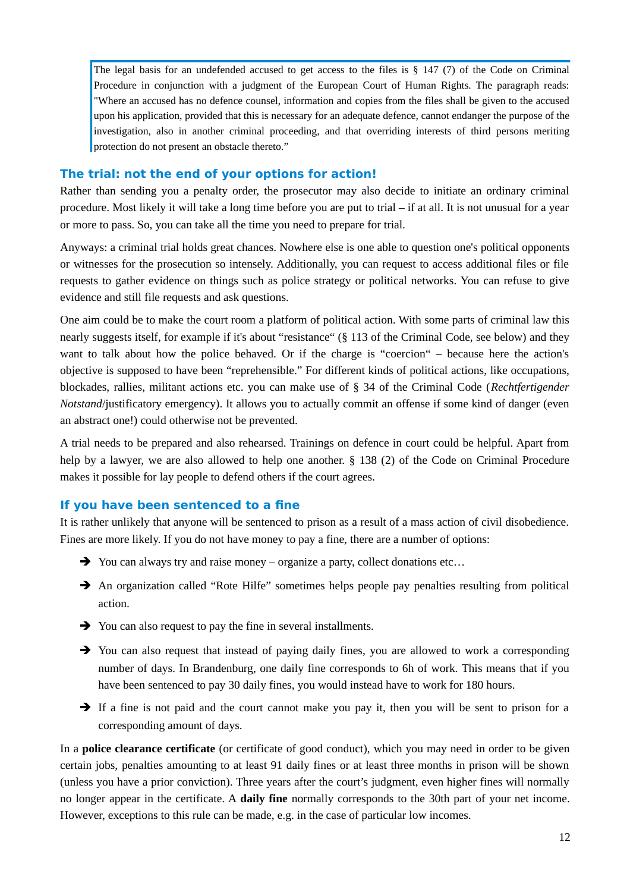> The legal basis for an undefended accused to get access to the files is § 147 (7) of the Code on Criminal Procedure in conjunction with a judgment of the European Court of Human Rights. The paragraph reads: "Where an accused has no defence counsel, information and copies from the files shall be given to the accused upon his application, provided that this is necessary for an adequate defence, cannot endanger the purpose of the investigation, also in another criminal proceeding, and that overriding interests of third persons meriting protection do not present an obstacle thereto."

### The trial: not the end of your options for action!

Rather than sending you a penalty order, the prosecutor may also decide to initiate an ordinary criminal procedure. Most likely it will take a long time before you are put to trial – if at all. It is not unusual for a year or more to pass. So, you can take all the time you need to prepare for trial.

Anyways: a criminal trial holds great chances. Nowhere else is one able to question one's political opponents or witnesses for the prosecution so intensely. Additionally, you can request to access additional files or file requests to gather evidence on things such as police strategy or political networks. You can refuse to give evidence and still file requests and ask questions.

One aim could be to make the court room a platform of political action. With some parts of criminal law this nearly suggests itself, for example if it's about "resistance" (§ 113 of the Criminal Code, see below) and they want to talk about how the police behaved. Or if the charge is "coercion" – because here the action's objective is supposed to have been "reprehensible." For different kinds of political actions, like occupations, blockades, rallies, militant actions etc. you can make use of § 34 of the Criminal Code (*Rechtfertigender Notstand*/justificatory emergency). It allows you to actually commit an offense if some kind of danger (even an abstract one!) could otherwise not be prevented.

A trial needs to be prepared and also rehearsed. Trainings on defence in court could be helpful. Apart from help by a lawyer, we are also allowed to help one another. § 138 (2) of the Code on Criminal Procedure makes it possible for lay people to defend others if the court agrees.

### If you have been sentenced to a fine

It is rather unlikely that anyone will be sentenced to prison as a result of a mass action of civil disobedience. Fines are more likely. If you do not have money to pay a fine, there are a number of options:

- You can always try and raise money – organize a party, collect donations etc…
- An organization called "Rote Hilfe" sometimes helps people pay penalties resulting from political action.
- You can also request to pay the fine in several installments.
- You can also request that instead of paying daily fines, you are allowed to work a corresponding number of days. In Brandenburg, one daily fine corresponds to 6h of work. This means that if you have been sentenced to pay 30 daily fines, you would instead have to work for 180 hours.
- If a fine is not paid and the court cannot make you pay it, then you will be sent to prison for a corresponding amount of days.

In a **police clearance certificate** (or certificate of good conduct), which you may need in order to be given certain jobs, penalties amounting to at least 91 daily fines or at least three months in prison will be shown (unless you have a prior conviction). Three years after the court's judgment, even higher fines will normally no longer appear in the certificate. A **daily fine** normally corresponds to the 30th part of your net income. However, exceptions to this rule can be made, e.g. in the case of particular low incomes.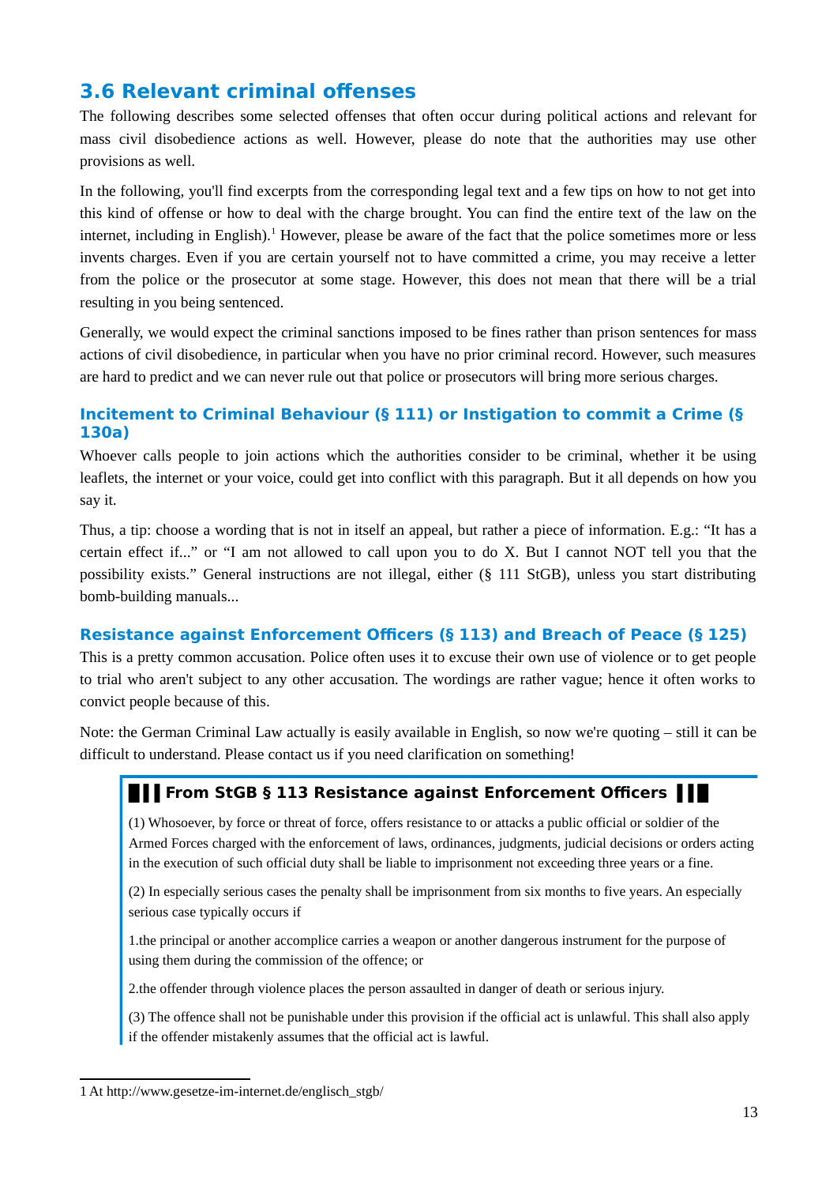## 3.6 Relevant criminal offenses

The following describes some selected offenses that often occur during political actions and relevant for mass civil disobedience actions as well. However, please do note that the authorities may use other provisions as well.

In the following, you'll find excerpts from the corresponding legal text and a few tips on how to not get into this kind of offense or how to deal with the charge brought. You can find the entire text of the law on the internet, including in English).[1] However, please be aware of the fact that the police sometimes more or less invents charges. Even if you are certain yourself not to have committed a crime, you may receive a letter from the police or the prosecutor at some stage. However, this does not mean that there will be a trial resulting in you being sentenced.

Generally, we would expect the criminal sanctions imposed to be fines rather than prison sentences for mass actions of civil disobedience, in particular when you have no prior criminal record. However, such measures are hard to predict and we can never rule out that police or prosecutors will bring more serious charges.

### Incitement to Criminal Behaviour (§ 111) or Instigation to commit a Crime (§ 130a)

Whoever calls people to join actions which the authorities consider to be criminal, whether it be using leaflets, the internet or your voice, could get into conflict with this paragraph. But it all depends on how you say it.

Thus, a tip: choose a wording that is not in itself an appeal, but rather a piece of information. E.g.: "It has a certain effect if..." or "I am not allowed to call upon you to do X. But I cannot NOT tell you that the possibility exists." General instructions are not illegal, either (§ 111 StGB), unless you start distributing bomb-building manuals...

### Resistance against Enforcement Officers (§ 113) and Breach of Peace (§ 125)

This is a pretty common accusation. Police often uses it to excuse their own use of violence or to get people to trial who aren't subject to any other accusation. The wordings are rather vague; hence it often works to convict people because of this.

Note: the German Criminal Law actually is easily available in English, so now we're quoting – still it can be difficult to understand. Please contact us if you need clarification on something!

> **▌▌▌From StGB § 113 Resistance against Enforcement Officers ▌▌▌**
>
> (1) Whosoever, by force or threat of force, offers resistance to or attacks a public official or soldier of the Armed Forces charged with the enforcement of laws, ordinances, judgments, judicial decisions or orders acting in the execution of such official duty shall be liable to imprisonment not exceeding three years or a fine.
>
> (2) In especially serious cases the penalty shall be imprisonment from six months to five years. An especially serious case typically occurs if
>
> 1.the principal or another accomplice carries a weapon or another dangerous instrument for the purpose of using them during the commission of the offence; or
>
> 2.the offender through violence places the person assaulted in danger of death or serious injury.
>
> (3) The offence shall not be punishable under this provision if the official act is unlawful. This shall also apply if the offender mistakenly assumes that the official act is lawful.

---

[1] At http://www.gesetze-im-internet.de/englisch_stgb/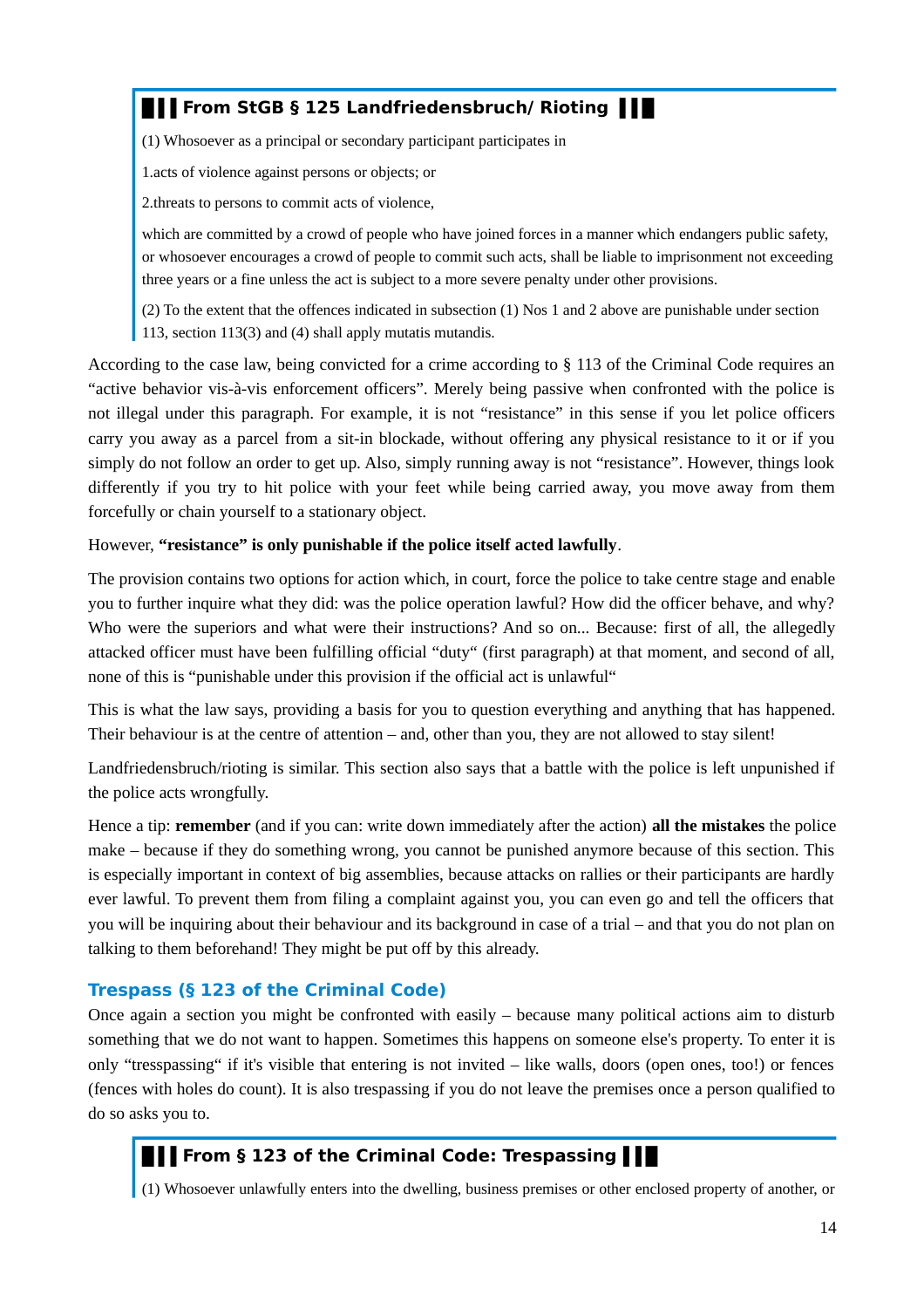### ▌▌▌ From StGB § 125 Landfriedensbruch/ Rioting ▌▌▌

(1) Whosoever as a principal or secondary participant participates in

1.acts of violence against persons or objects; or

2.threats to persons to commit acts of violence,

which are committed by a crowd of people who have joined forces in a manner which endangers public safety, or whosoever encourages a crowd of people to commit such acts, shall be liable to imprisonment not exceeding three years or a fine unless the act is subject to a more severe penalty under other provisions.

(2) To the extent that the offences indicated in subsection (1) Nos 1 and 2 above are punishable under section 113, section 113(3) and (4) shall apply mutatis mutandis.

According to the case law, being convicted for a crime according to § 113 of the Criminal Code requires an "active behavior vis-à-vis enforcement officers". Merely being passive when confronted with the police is not illegal under this paragraph. For example, it is not "resistance" in this sense if you let police officers carry you away as a parcel from a sit-in blockade, without offering any physical resistance to it or if you simply do not follow an order to get up. Also, simply running away is not "resistance". However, things look differently if you try to hit police with your feet while being carried away, you move away from them forcefully or chain yourself to a stationary object.

However, **"resistance" is only punishable if the police itself acted lawfully**.

The provision contains two options for action which, in court, force the police to take centre stage and enable you to further inquire what they did: was the police operation lawful? How did the officer behave, and why? Who were the superiors and what were their instructions? And so on... Because: first of all, the allegedly attacked officer must have been fulfilling official "duty" (first paragraph) at that moment, and second of all, none of this is "punishable under this provision if the official act is unlawful"

This is what the law says, providing a basis for you to question everything and anything that has happened. Their behaviour is at the centre of attention – and, other than you, they are not allowed to stay silent!

Landfriedensbruch/rioting is similar. This section also says that a battle with the police is left unpunished if the police acts wrongfully.

Hence a tip: **remember** (and if you can: write down immediately after the action) **all the mistakes** the police make – because if they do something wrong, you cannot be punished anymore because of this section. This is especially important in context of big assemblies, because attacks on rallies or their participants are hardly ever lawful. To prevent them from filing a complaint against you, you can even go and tell the officers that you will be inquiring about their behaviour and its background in case of a trial – and that you do not plan on talking to them beforehand! They might be put off by this already.

## Trespass (§ 123 of the Criminal Code)

Once again a section you might be confronted with easily – because many political actions aim to disturb something that we do not want to happen. Sometimes this happens on someone else's property. To enter it is only "tresspassing" if it's visible that entering is not invited – like walls, doors (open ones, too!) or fences (fences with holes do count). It is also trespassing if you do not leave the premises once a person qualified to do so asks you to.

### ▌▌▌ From § 123 of the Criminal Code: Trespassing ▌▌▌

(1) Whosoever unlawfully enters into the dwelling, business premises or other enclosed property of another, or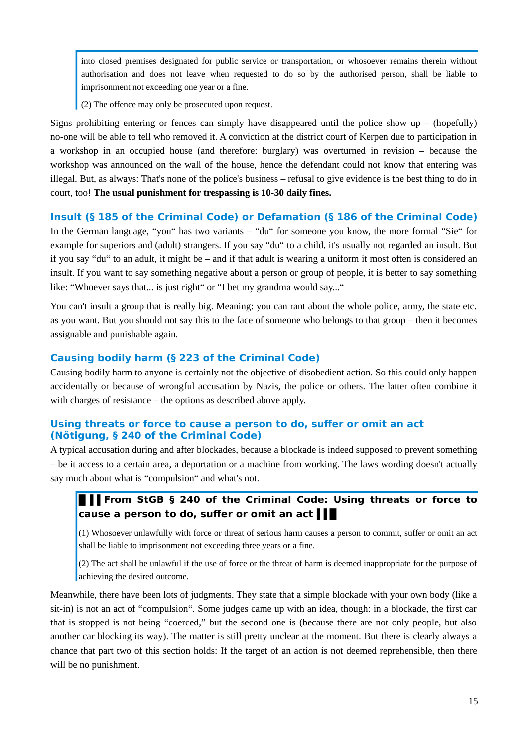> into closed premises designated for public service or transportation, or whosoever remains therein without authorisation and does not leave when requested to do so by the authorised person, shall be liable to imprisonment not exceeding one year or a fine.
>
> (2) The offence may only be prosecuted upon request.

Signs prohibiting entering or fences can simply have disappeared until the police show up – (hopefully) no-one will be able to tell who removed it. A conviction at the district court of Kerpen due to participation in a workshop in an occupied house (and therefore: burglary) was overturned in revision – because the workshop was announced on the wall of the house, hence the defendant could not know that entering was illegal. But, as always: That's none of the police's business – refusal to give evidence is the best thing to do in court, too! **The usual punishment for trespassing is 10-30 daily fines.**

## Insult (§ 185 of the Criminal Code) or Defamation (§ 186 of the Criminal Code)

In the German language, "you" has two variants – "du" for someone you know, the more formal "Sie" for example for superiors and (adult) strangers. If you say "du" to a child, it's usually not regarded an insult. But if you say "du" to an adult, it might be – and if that adult is wearing a uniform it most often is considered an insult. If you want to say something negative about a person or group of people, it is better to say something like: "Whoever says that... is just right" or "I bet my grandma would say..."

You can't insult a group that is really big. Meaning: you can rant about the whole police, army, the state etc. as you want. But you should not say this to the face of someone who belongs to that group – then it becomes assignable and punishable again.

## Causing bodily harm (§ 223 of the Criminal Code)

Causing bodily harm to anyone is certainly not the objective of disobedient action. So this could only happen accidentally or because of wrongful accusation by Nazis, the police or others. The latter often combine it with charges of resistance – the options as described above apply.

## Using threats or force to cause a person to do, suffer or omit an act (Nötigung, § 240 of the Criminal Code)

A typical accusation during and after blockades, because a blockade is indeed supposed to prevent something – be it access to a certain area, a deportation or a machine from working. The laws wording doesn't actually say much about what is "compulsion" and what's not.

> **From StGB § 240 of the Criminal Code: Using threats or force to cause a person to do, suffer or omit an act**
>
> (1) Whosoever unlawfully with force or threat of serious harm causes a person to commit, suffer or omit an act shall be liable to imprisonment not exceeding three years or a fine.
>
> (2) The act shall be unlawful if the use of force or the threat of harm is deemed inappropriate for the purpose of achieving the desired outcome.

Meanwhile, there have been lots of judgments. They state that a simple blockade with your own body (like a sit-in) is not an act of "compulsion". Some judges came up with an idea, though: in a blockade, the first car that is stopped is not being "coerced," but the second one is (because there are not only people, but also another car blocking its way). The matter is still pretty unclear at the moment. But there is clearly always a chance that part two of this section holds: If the target of an action is not deemed reprehensible, then there will be no punishment.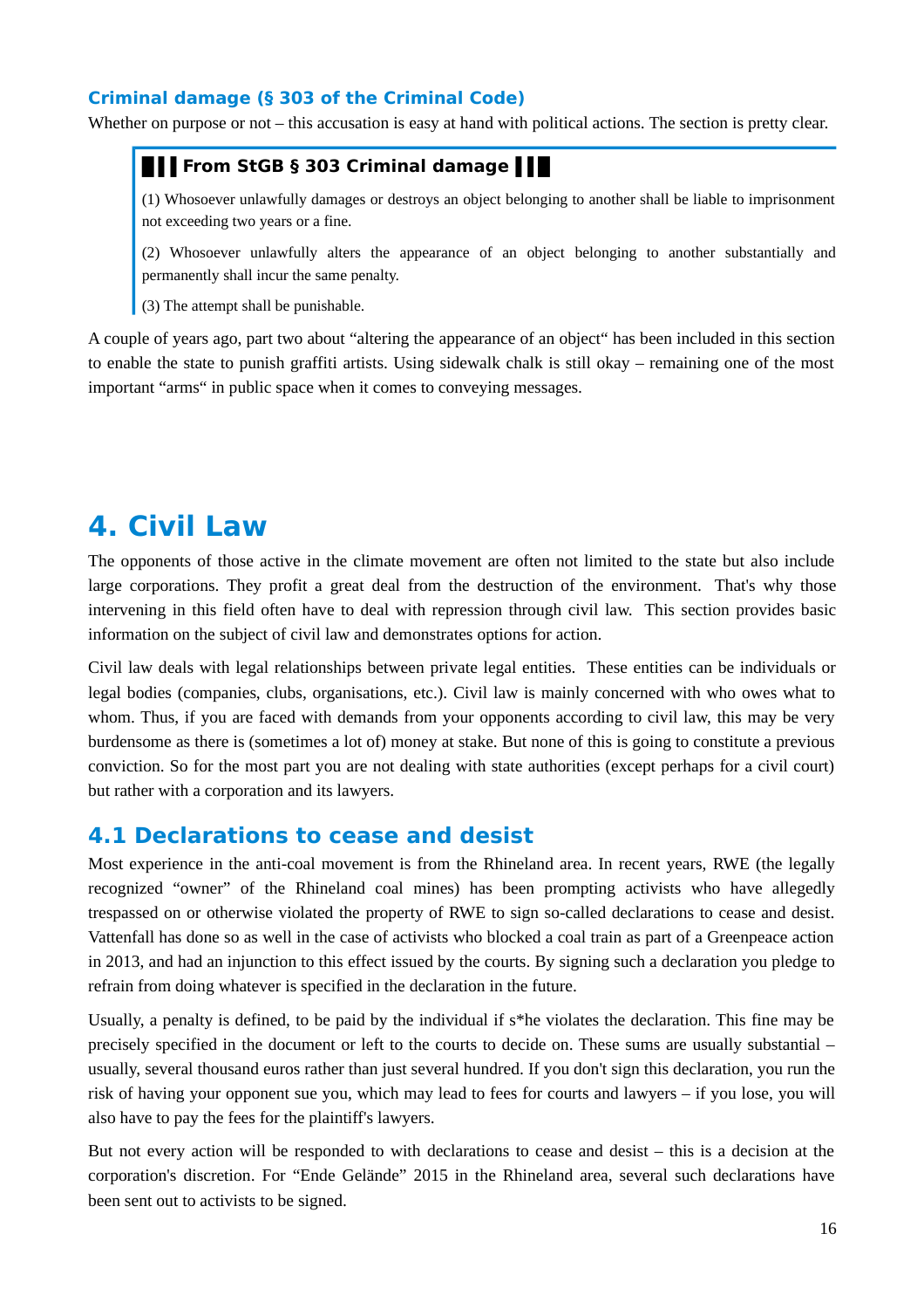### Criminal damage (§ 303 of the Criminal Code)

Whether on purpose or not – this accusation is easy at hand with political actions. The section is pretty clear.

> **▌▌▌From StGB § 303 Criminal damage ▌▌▌**
>
> (1) Whosoever unlawfully damages or destroys an object belonging to another shall be liable to imprisonment not exceeding two years or a fine.
>
> (2) Whosoever unlawfully alters the appearance of an object belonging to another substantially and permanently shall incur the same penalty.
>
> (3) The attempt shall be punishable.

A couple of years ago, part two about "altering the appearance of an object" has been included in this section to enable the state to punish graffiti artists. Using sidewalk chalk is still okay – remaining one of the most important "arms" in public space when it comes to conveying messages.

# 4. Civil Law

The opponents of those active in the climate movement are often not limited to the state but also include large corporations. They profit a great deal from the destruction of the environment. That's why those intervening in this field often have to deal with repression through civil law. This section provides basic information on the subject of civil law and demonstrates options for action.

Civil law deals with legal relationships between private legal entities. These entities can be individuals or legal bodies (companies, clubs, organisations, etc.). Civil law is mainly concerned with who owes what to whom. Thus, if you are faced with demands from your opponents according to civil law, this may be very burdensome as there is (sometimes a lot of) money at stake. But none of this is going to constitute a previous conviction. So for the most part you are not dealing with state authorities (except perhaps for a civil court) but rather with a corporation and its lawyers.

## 4.1 Declarations to cease and desist

Most experience in the anti-coal movement is from the Rhineland area. In recent years, RWE (the legally recognized "owner" of the Rhineland coal mines) has been prompting activists who have allegedly trespassed on or otherwise violated the property of RWE to sign so-called declarations to cease and desist. Vattenfall has done so as well in the case of activists who blocked a coal train as part of a Greenpeace action in 2013, and had an injunction to this effect issued by the courts. By signing such a declaration you pledge to refrain from doing whatever is specified in the declaration in the future.

Usually, a penalty is defined, to be paid by the individual if s*he violates the declaration. This fine may be precisely specified in the document or left to the courts to decide on. These sums are usually substantial – usually, several thousand euros rather than just several hundred. If you don't sign this declaration, you run the risk of having your opponent sue you, which may lead to fees for courts and lawyers – if you lose, you will also have to pay the fees for the plaintiff's lawyers.

But not every action will be responded to with declarations to cease and desist – this is a decision at the corporation's discretion. For "Ende Gelände" 2015 in the Rhineland area, several such declarations have been sent out to activists to be signed.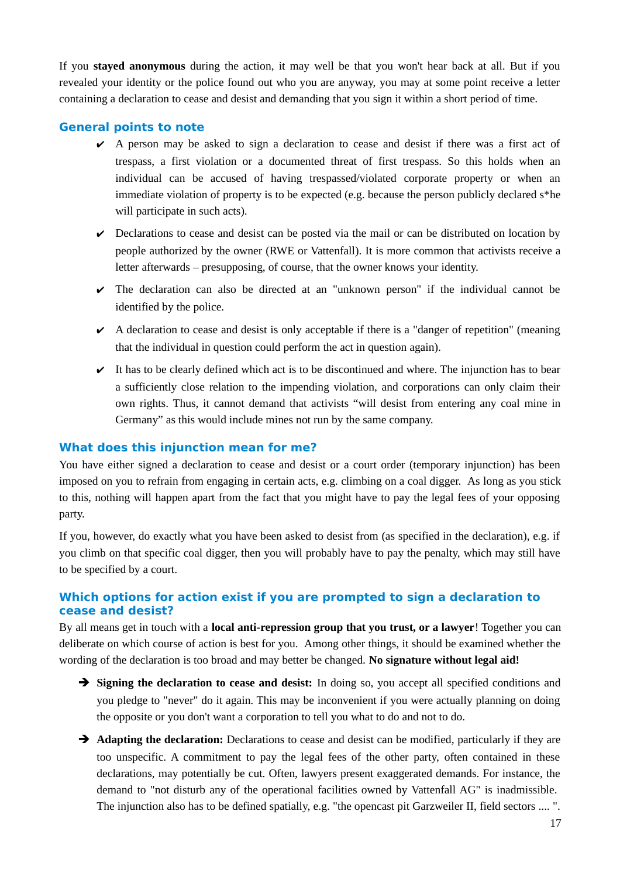If you **stayed anonymous** during the action, it may well be that you won't hear back at all. But if you revealed your identity or the police found out who you are anyway, you may at some point receive a letter containing a declaration to cease and desist and demanding that you sign it within a short period of time.

## General points to note

- ✔ A person may be asked to sign a declaration to cease and desist if there was a first act of trespass, a first violation or a documented threat of first trespass. So this holds when an individual can be accused of having trespassed/violated corporate property or when an immediate violation of property is to be expected (e.g. because the person publicly declared s*he will participate in such acts).
- ✔ Declarations to cease and desist can be posted via the mail or can be distributed on location by people authorized by the owner (RWE or Vattenfall). It is more common that activists receive a letter afterwards – presupposing, of course, that the owner knows your identity.
- ✔ The declaration can also be directed at an "unknown person" if the individual cannot be identified by the police.
- ✔ A declaration to cease and desist is only acceptable if there is a "danger of repetition" (meaning that the individual in question could perform the act in question again).
- ✔ It has to be clearly defined which act is to be discontinued and where. The injunction has to bear a sufficiently close relation to the impending violation, and corporations can only claim their own rights. Thus, it cannot demand that activists “will desist from entering any coal mine in Germany” as this would include mines not run by the same company.

## What does this injunction mean for me?

You have either signed a declaration to cease and desist or a court order (temporary injunction) has been imposed on you to refrain from engaging in certain acts, e.g. climbing on a coal digger. As long as you stick to this, nothing will happen apart from the fact that you might have to pay the legal fees of your opposing party.

If you, however, do exactly what you have been asked to desist from (as specified in the declaration), e.g. if you climb on that specific coal digger, then you will probably have to pay the penalty, which may still have to be specified by a court.

## Which options for action exist if you are prompted to sign a declaration to cease and desist?

By all means get in touch with a **local anti-repression group that you trust, or a lawyer**! Together you can deliberate on which course of action is best for you. Among other things, it should be examined whether the wording of the declaration is too broad and may better be changed. **No signature without legal aid!**

- ➔ **Signing the declaration to cease and desist:** In doing so, you accept all specified conditions and you pledge to "never" do it again. This may be inconvenient if you were actually planning on doing the opposite or you don't want a corporation to tell you what to do and not to do.
- ➔ **Adapting the declaration:** Declarations to cease and desist can be modified, particularly if they are too unspecific. A commitment to pay the legal fees of the other party, often contained in these declarations, may potentially be cut. Often, lawyers present exaggerated demands. For instance, the demand to "not disturb any of the operational facilities owned by Vattenfall AG" is inadmissible. The injunction also has to be defined spatially, e.g. "the opencast pit Garzweiler II, field sectors .... ".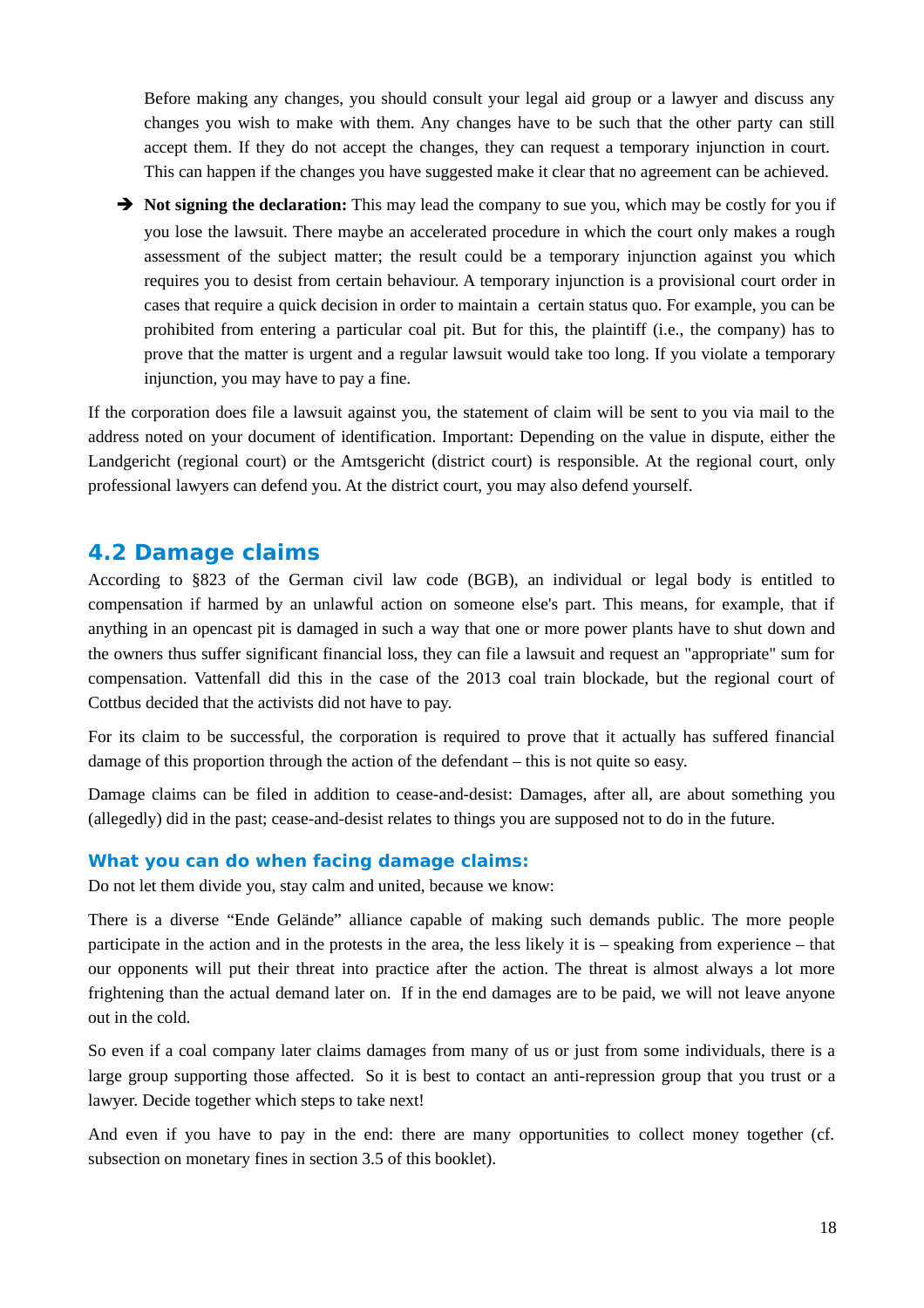Before making any changes, you should consult your legal aid group or a lawyer and discuss any changes you wish to make with them. Any changes have to be such that the other party can still accept them. If they do not accept the changes, they can request a temporary injunction in court. This can happen if the changes you have suggested make it clear that no agreement can be achieved.

- **Not signing the declaration:** This may lead the company to sue you, which may be costly for you if you lose the lawsuit. There maybe an accelerated procedure in which the court only makes a rough assessment of the subject matter; the result could be a temporary injunction against you which requires you to desist from certain behaviour. A temporary injunction is a provisional court order in cases that require a quick decision in order to maintain a certain status quo. For example, you can be prohibited from entering a particular coal pit. But for this, the plaintiff (i.e., the company) has to prove that the matter is urgent and a regular lawsuit would take too long. If you violate a temporary injunction, you may have to pay a fine.

If the corporation does file a lawsuit against you, the statement of claim will be sent to you via mail to the address noted on your document of identification. Important: Depending on the value in dispute, either the Landgericht (regional court) or the Amtsgericht (district court) is responsible. At the regional court, only professional lawyers can defend you. At the district court, you may also defend yourself.

## 4.2 Damage claims

According to §823 of the German civil law code (BGB), an individual or legal body is entitled to compensation if harmed by an unlawful action on someone else's part. This means, for example, that if anything in an opencast pit is damaged in such a way that one or more power plants have to shut down and the owners thus suffer significant financial loss, they can file a lawsuit and request an "appropriate" sum for compensation. Vattenfall did this in the case of the 2013 coal train blockade, but the regional court of Cottbus decided that the activists did not have to pay.

For its claim to be successful, the corporation is required to prove that it actually has suffered financial damage of this proportion through the action of the defendant – this is not quite so easy.

Damage claims can be filed in addition to cease-and-desist: Damages, after all, are about something you (allegedly) did in the past; cease-and-desist relates to things you are supposed not to do in the future.

### What you can do when facing damage claims:

Do not let them divide you, stay calm and united, because we know:

There is a diverse "Ende Gelände" alliance capable of making such demands public. The more people participate in the action and in the protests in the area, the less likely it is – speaking from experience – that our opponents will put their threat into practice after the action. The threat is almost always a lot more frightening than the actual demand later on. If in the end damages are to be paid, we will not leave anyone out in the cold.

So even if a coal company later claims damages from many of us or just from some individuals, there is a large group supporting those affected. So it is best to contact an anti-repression group that you trust or a lawyer. Decide together which steps to take next!

And even if you have to pay in the end: there are many opportunities to collect money together (cf. subsection on monetary fines in section 3.5 of this booklet).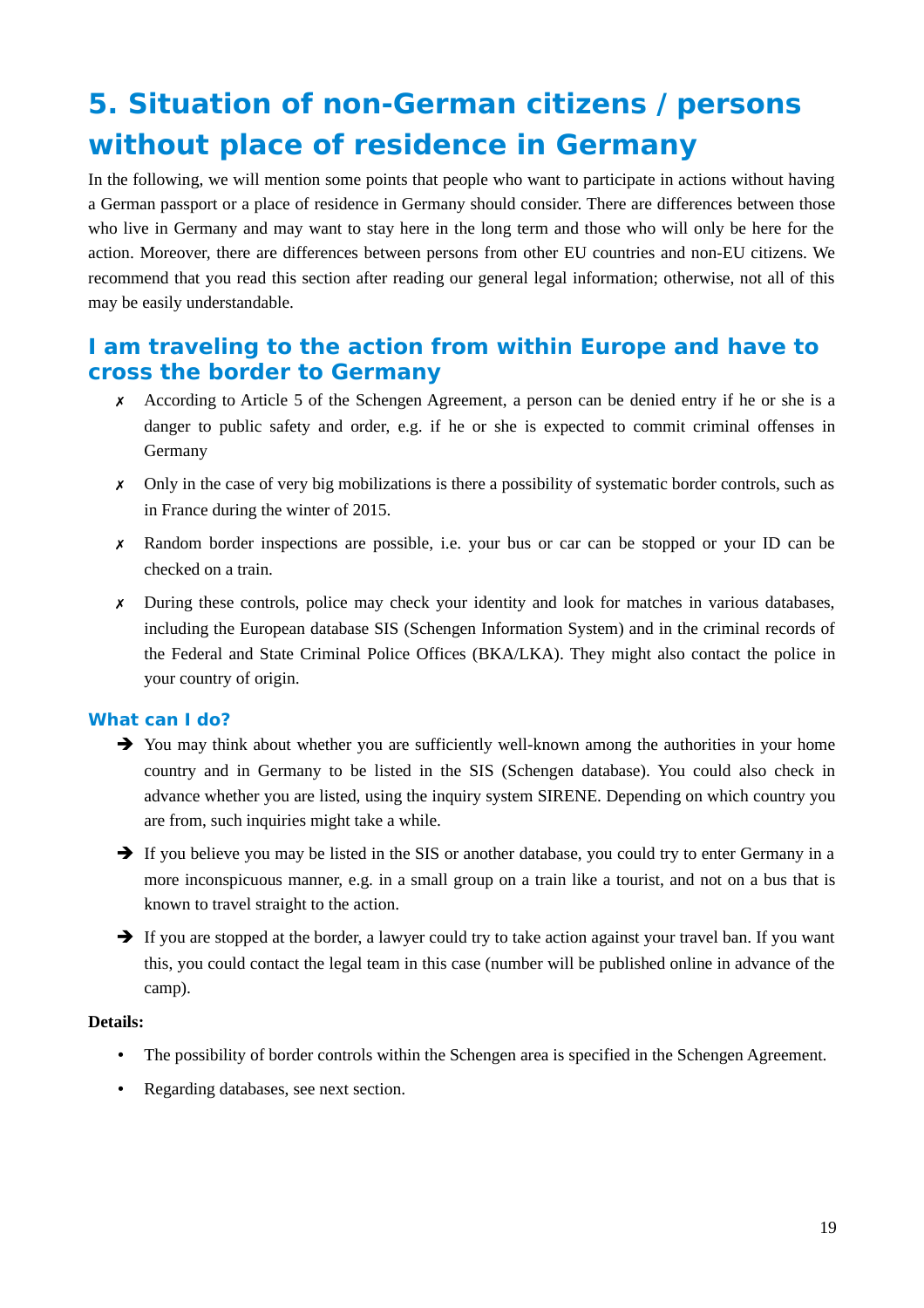# 5. Situation of non-German citizens / persons without place of residence in Germany

In the following, we will mention some points that people who want to participate in actions without having a German passport or a place of residence in Germany should consider. There are differences between those who live in Germany and may want to stay here in the long term and those who will only be here for the action. Moreover, there are differences between persons from other EU countries and non-EU citizens. We recommend that you read this section after reading our general legal information; otherwise, not all of this may be easily understandable.

## I am traveling to the action from within Europe and have to cross the border to Germany

- ✗ According to Article 5 of the Schengen Agreement, a person can be denied entry if he or she is a danger to public safety and order, e.g. if he or she is expected to commit criminal offenses in Germany
- ✗ Only in the case of very big mobilizations is there a possibility of systematic border controls, such as in France during the winter of 2015.
- ✗ Random border inspections are possible, i.e. your bus or car can be stopped or your ID can be checked on a train.
- ✗ During these controls, police may check your identity and look for matches in various databases, including the European database SIS (Schengen Information System) and in the criminal records of the Federal and State Criminal Police Offices (BKA/LKA). They might also contact the police in your country of origin.

### What can I do?

- ➔ You may think about whether you are sufficiently well-known among the authorities in your home country and in Germany to be listed in the SIS (Schengen database). You could also check in advance whether you are listed, using the inquiry system SIRENE. Depending on which country you are from, such inquiries might take a while.
- ➔ If you believe you may be listed in the SIS or another database, you could try to enter Germany in a more inconspicuous manner, e.g. in a small group on a train like a tourist, and not on a bus that is known to travel straight to the action.
- ➔ If you are stopped at the border, a lawyer could try to take action against your travel ban. If you want this, you could contact the legal team in this case (number will be published online in advance of the camp).

**Details:**

- The possibility of border controls within the Schengen area is specified in the Schengen Agreement.
- Regarding databases, see next section.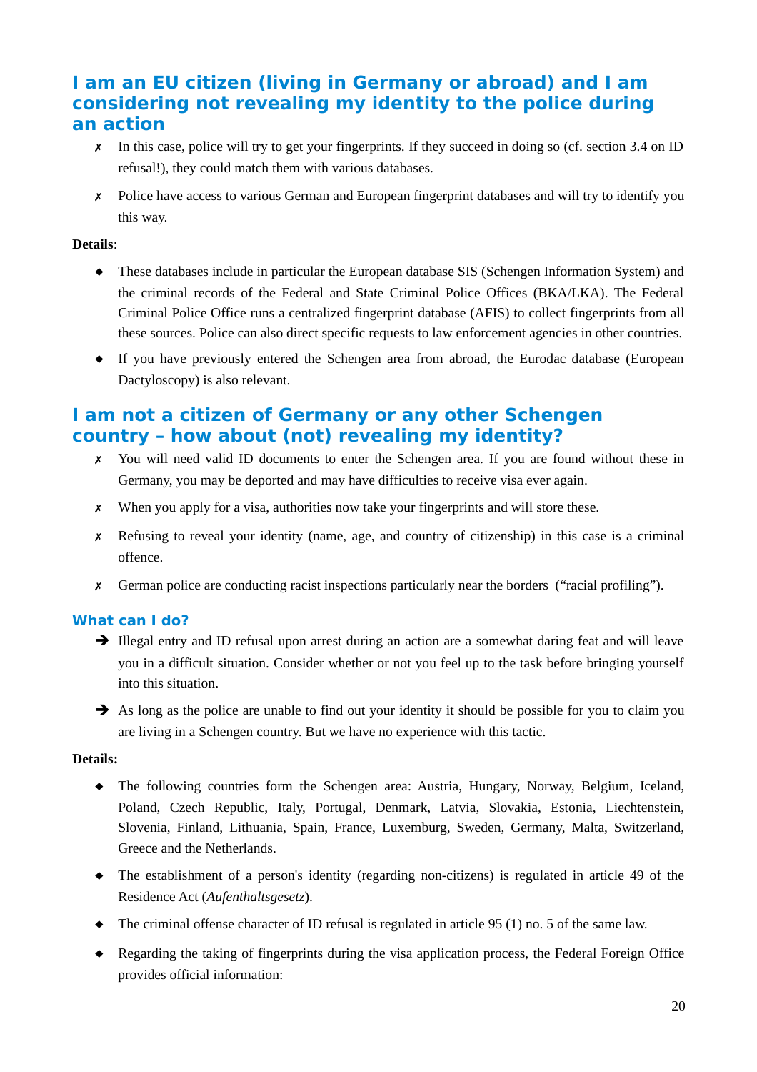## I am an EU citizen (living in Germany or abroad) and I am considering not revealing my identity to the police during an action

- ✗ In this case, police will try to get your fingerprints. If they succeed in doing so (cf. section 3.4 on ID refusal!), they could match them with various databases.
- ✗ Police have access to various German and European fingerprint databases and will try to identify you this way.

**Details**:

- ◆ These databases include in particular the European database SIS (Schengen Information System) and the criminal records of the Federal and State Criminal Police Offices (BKA/LKA). The Federal Criminal Police Office runs a centralized fingerprint database (AFIS) to collect fingerprints from all these sources. Police can also direct specific requests to law enforcement agencies in other countries.
- ◆ If you have previously entered the Schengen area from abroad, the Eurodac database (European Dactyloscopy) is also relevant.

## I am not a citizen of Germany or any other Schengen country – how about (not) revealing my identity?

- ✗ You will need valid ID documents to enter the Schengen area. If you are found without these in Germany, you may be deported and may have difficulties to receive visa ever again.
- ✗ When you apply for a visa, authorities now take your fingerprints and will store these.
- ✗ Refusing to reveal your identity (name, age, and country of citizenship) in this case is a criminal offence.
- ✗ German police are conducting racist inspections particularly near the borders ("racial profiling").

### What can I do?

- ➔ Illegal entry and ID refusal upon arrest during an action are a somewhat daring feat and will leave you in a difficult situation. Consider whether or not you feel up to the task before bringing yourself into this situation.
- ➔ As long as the police are unable to find out your identity it should be possible for you to claim you are living in a Schengen country. But we have no experience with this tactic.

**Details:**

- ◆ The following countries form the Schengen area: Austria, Hungary, Norway, Belgium, Iceland, Poland, Czech Republic, Italy, Portugal, Denmark, Latvia, Slovakia, Estonia, Liechtenstein, Slovenia, Finland, Lithuania, Spain, France, Luxemburg, Sweden, Germany, Malta, Switzerland, Greece and the Netherlands.
- ◆ The establishment of a person's identity (regarding non-citizens) is regulated in article 49 of the Residence Act (*Aufenthaltsgesetz*).
- ◆ The criminal offense character of ID refusal is regulated in article 95 (1) no. 5 of the same law.
- ◆ Regarding the taking of fingerprints during the visa application process, the Federal Foreign Office provides official information: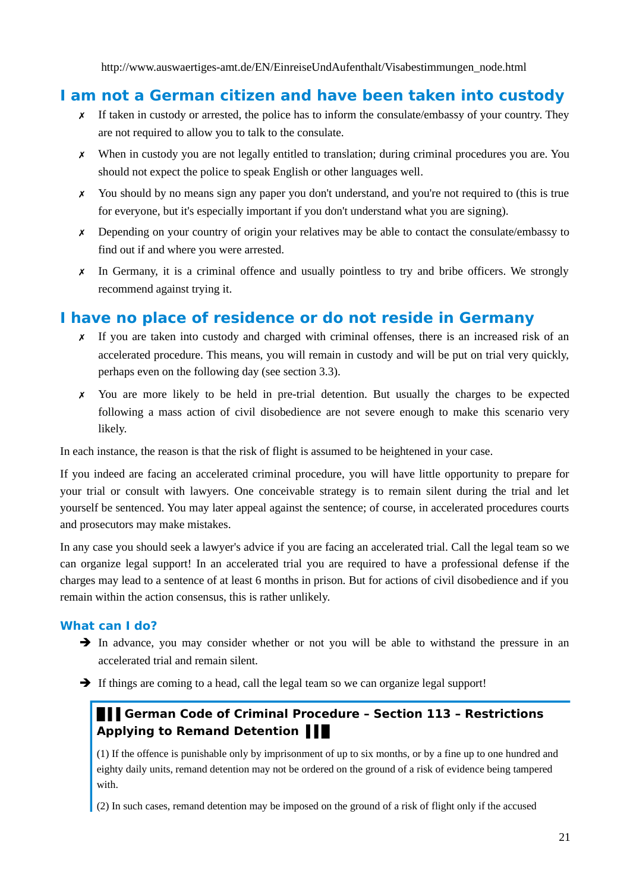http://www.auswaertiges-amt.de/EN/EinreiseUndAufenthalt/Visabestimmungen_node.html

## I am not a German citizen and have been taken into custody

- ✗ If taken in custody or arrested, the police has to inform the consulate/embassy of your country. They are not required to allow you to talk to the consulate.
- ✗ When in custody you are not legally entitled to translation; during criminal procedures you are. You should not expect the police to speak English or other languages well.
- ✗ You should by no means sign any paper you don't understand, and you're not required to (this is true for everyone, but it's especially important if you don't understand what you are signing).
- ✗ Depending on your country of origin your relatives may be able to contact the consulate/embassy to find out if and where you were arrested.
- ✗ In Germany, it is a criminal offence and usually pointless to try and bribe officers. We strongly recommend against trying it.

## I have no place of residence or do not reside in Germany

- ✗ If you are taken into custody and charged with criminal offenses, there is an increased risk of an accelerated procedure. This means, you will remain in custody and will be put on trial very quickly, perhaps even on the following day (see section 3.3).
- ✗ You are more likely to be held in pre-trial detention. But usually the charges to be expected following a mass action of civil disobedience are not severe enough to make this scenario very likely.

In each instance, the reason is that the risk of flight is assumed to be heightened in your case.

If you indeed are facing an accelerated criminal procedure, you will have little opportunity to prepare for your trial or consult with lawyers. One conceivable strategy is to remain silent during the trial and let yourself be sentenced. You may later appeal against the sentence; of course, in accelerated procedures courts and prosecutors may make mistakes.

In any case you should seek a lawyer's advice if you are facing an accelerated trial. Call the legal team so we can organize legal support! In an accelerated trial you are required to have a professional defense if the charges may lead to a sentence of at least 6 months in prison. But for actions of civil disobedience and if you remain within the action consensus, this is rather unlikely.

### What can I do?

- ➔ In advance, you may consider whether or not you will be able to withstand the pressure in an accelerated trial and remain silent.
- ➔ If things are coming to a head, call the legal team so we can organize legal support!

> **German Code of Criminal Procedure – Section 113 – Restrictions Applying to Remand Detention**
>
> (1) If the offence is punishable only by imprisonment of up to six months, or by a fine up to one hundred and eighty daily units, remand detention may not be ordered on the ground of a risk of evidence being tampered with.
>
> (2) In such cases, remand detention may be imposed on the ground of a risk of flight only if the accused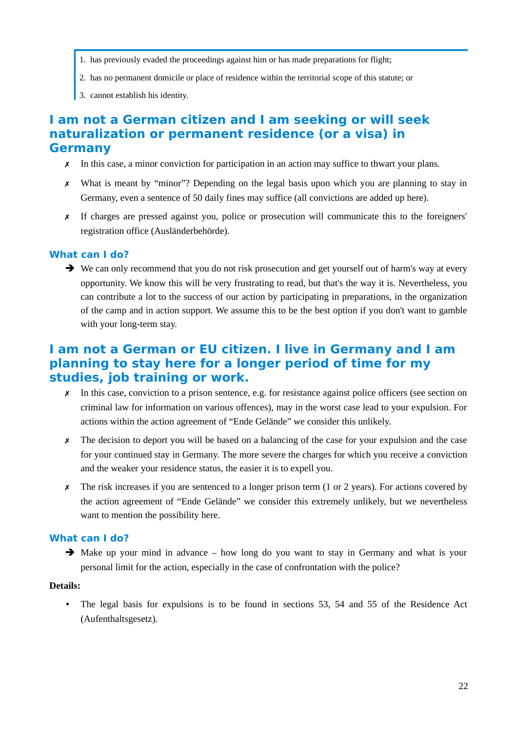> 1. has previously evaded the proceedings against him or has made preparations for flight;
> 2. has no permanent domicile or place of residence within the territorial scope of this statute; or
> 3. cannot establish his identity.

## I am not a German citizen and I am seeking or will seek naturalization or permanent residence (or a visa) in Germany

- ✗ In this case, a minor conviction for participation in an action may suffice to thwart your plans.
- ✗ What is meant by "minor"? Depending on the legal basis upon which you are planning to stay in Germany, even a sentence of 50 daily fines may suffice (all convictions are added up here).
- ✗ If charges are pressed against you, police or prosecution will communicate this to the foreigners' registration office (Ausländerbehörde).

### What can I do?

- ➔ We can only recommend that you do not risk prosecution and get yourself out of harm's way at every opportunity. We know this will be very frustrating to read, but that's the way it is. Nevertheless, you can contribute a lot to the success of our action by participating in preparations, in the organization of the camp and in action support. We assume this to be the best option if you don't want to gamble with your long-term stay.

## I am not a German or EU citizen. I live in Germany and I am planning to stay here for a longer period of time for my studies, job training or work.

- ✗ In this case, conviction to a prison sentence, e.g. for resistance against police officers (see section on criminal law for information on various offences), may in the worst case lead to your expulsion. For actions within the action agreement of "Ende Gelände" we consider this unlikely.
- ✗ The decision to deport you will be based on a balancing of the case for your expulsion and the case for your continued stay in Germany. The more severe the charges for which you receive a conviction and the weaker your residence status, the easier it is to expell you.
- ✗ The risk increases if you are sentenced to a longer prison term (1 or 2 years). For actions covered by the action agreement of "Ende Gelände" we consider this extremely unlikely, but we nevertheless want to mention the possibility here.

### What can I do?

- ➔ Make up your mind in advance – how long do you want to stay in Germany and what is your personal limit for the action, especially in the case of confrontation with the police?

**Details:**

- The legal basis for expulsions is to be found in sections 53, 54 and 55 of the Residence Act (Aufenthaltsgesetz).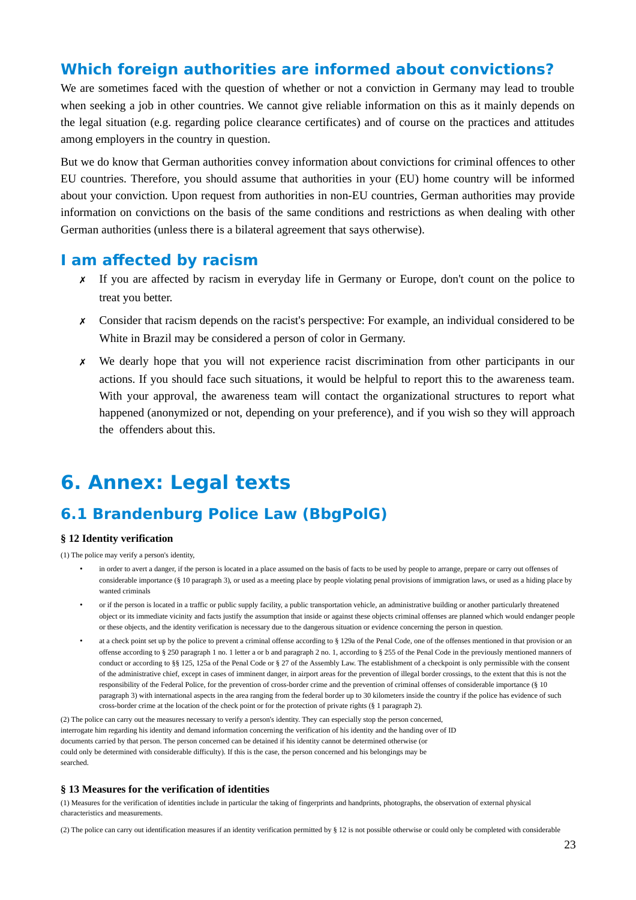## Which foreign authorities are informed about convictions?

We are sometimes faced with the question of whether or not a conviction in Germany may lead to trouble when seeking a job in other countries. We cannot give reliable information on this as it mainly depends on the legal situation (e.g. regarding police clearance certificates) and of course on the practices and attitudes among employers in the country in question.

But we do know that German authorities convey information about convictions for criminal offences to other EU countries. Therefore, you should assume that authorities in your (EU) home country will be informed about your conviction. Upon request from authorities in non-EU countries, German authorities may provide information on convictions on the basis of the same conditions and restrictions as when dealing with other German authorities (unless there is a bilateral agreement that says otherwise).

## I am affected by racism

- ✗ If you are affected by racism in everyday life in Germany or Europe, don't count on the police to treat you better.
- ✗ Consider that racism depends on the racist's perspective: For example, an individual considered to be White in Brazil may be considered a person of color in Germany.
- ✗ We dearly hope that you will not experience racist discrimination from other participants in our actions. If you should face such situations, it would be helpful to report this to the awareness team. With your approval, the awareness team will contact the organizational structures to report what happened (anonymized or not, depending on your preference), and if you wish so they will approach the offenders about this.

# 6. Annex: Legal texts

## 6.1 Brandenburg Police Law (BbgPolG)

**§ 12 Identity verification**

(1) The police may verify a person's identity,

- in order to avert a danger, if the person is located in a place assumed on the basis of facts to be used by people to arrange, prepare or carry out offenses of considerable importance (§ 10 paragraph 3), or used as a meeting place by people violating penal provisions of immigration laws, or used as a hiding place by wanted criminals
- or if the person is located in a traffic or public supply facility, a public transportation vehicle, an administrative building or another particularly threatened object or its immediate vicinity and facts justify the assumption that inside or against these objects criminal offenses are planned which would endanger people or these objects, and the identity verification is necessary due to the dangerous situation or evidence concerning the person in question.
- at a check point set up by the police to prevent a criminal offense according to § 129a of the Penal Code, one of the offenses mentioned in that provision or an offense according to § 250 paragraph 1 no. 1 letter a or b and paragraph 2 no. 1, according to § 255 of the Penal Code in the previously mentioned manners of conduct or according to §§ 125, 125a of the Penal Code or § 27 of the Assembly Law. The establishment of a checkpoint is only permissible with the consent of the administrative chief, except in cases of imminent danger, in airport areas for the prevention of illegal border crossings, to the extent that this is not the responsibility of the Federal Police, for the prevention of cross-border crime and the prevention of criminal offenses of considerable importance (§ 10 paragraph 3) with international aspects in the area ranging from the federal border up to 30 kilometers inside the country if the police has evidence of such cross-border crime at the location of the check point or for the protection of private rights (§ 1 paragraph 2).

(2) The police can carry out the measures necessary to verify a person's identity. They can especially stop the person concerned, interrogate him regarding his identity and demand information concerning the verification of his identity and the handing over of ID documents carried by that person. The person concerned can be detained if his identity cannot be determined otherwise (or could only be determined with considerable difficulty). If this is the case, the person concerned and his belongings may be searched.

**§ 13 Measures for the verification of identities**

(1) Measures for the verification of identities include in particular the taking of fingerprints and handprints, photographs, the observation of external physical characteristics and measurements.

(2) The police can carry out identification measures if an identity verification permitted by § 12 is not possible otherwise or could only be completed with considerable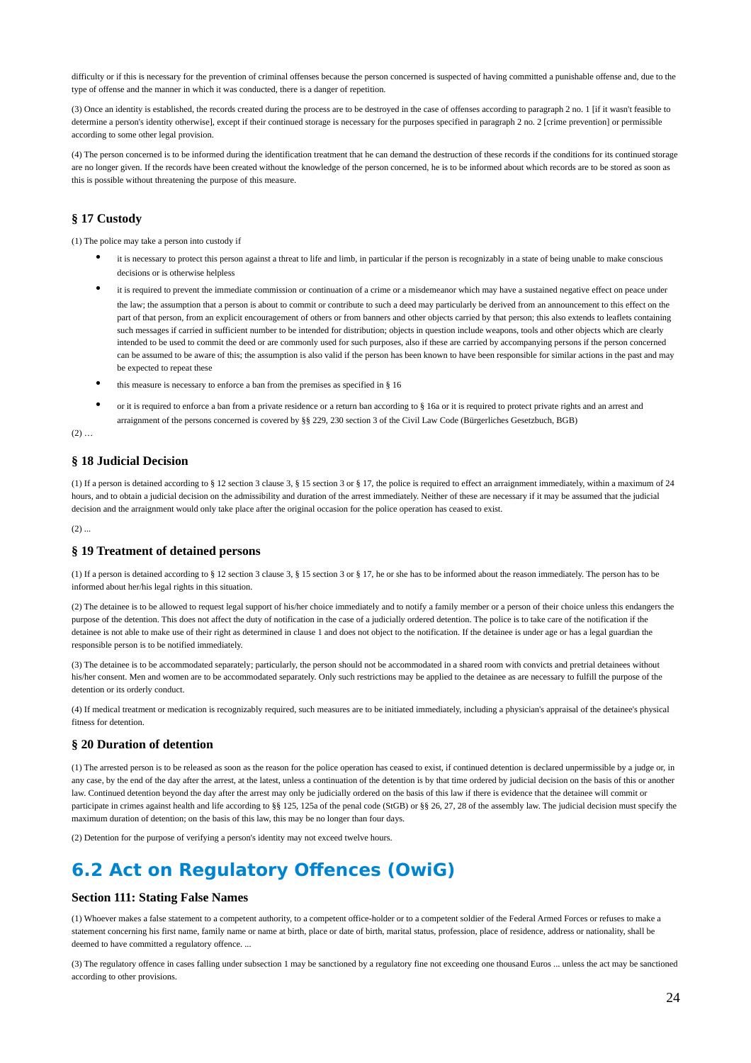difficulty or if this is necessary for the prevention of criminal offenses because the person concerned is suspected of having committed a punishable offense and, due to the type of offense and the manner in which it was conducted, there is a danger of repetition.

(3) Once an identity is established, the records created during the process are to be destroyed in the case of offenses according to paragraph 2 no. 1 [if it wasn't feasible to determine a person's identity otherwise], except if their continued storage is necessary for the purposes specified in paragraph 2 no. 2 [crime prevention] or permissible according to some other legal provision.

(4) The person concerned is to be informed during the identification treatment that he can demand the destruction of these records if the conditions for its continued storage are no longer given. If the records have been created without the knowledge of the person concerned, he is to be informed about which records are to be stored as soon as this is possible without threatening the purpose of this measure.

### § 17 Custody

(1) The police may take a person into custody if

- it is necessary to protect this person against a threat to life and limb, in particular if the person is recognizably in a state of being unable to make conscious decisions or is otherwise helpless
- it is required to prevent the immediate commission or continuation of a crime or a misdemeanor which may have a sustained negative effect on peace under the law; the assumption that a person is about to commit or contribute to such a deed may particularly be derived from an announcement to this effect on the part of that person, from an explicit encouragement of others or from banners and other objects carried by that person; this also extends to leaflets containing such messages if carried in sufficient number to be intended for distribution; objects in question include weapons, tools and other objects which are clearly intended to be used to commit the deed or are commonly used for such purposes, also if these are carried by accompanying persons if the person concerned can be assumed to be aware of this; the assumption is also valid if the person has been known to have been responsible for similar actions in the past and may be expected to repeat these
- this measure is necessary to enforce a ban from the premises as specified in § 16
- or it is required to enforce a ban from a private residence or a return ban according to § 16a or it is required to protect private rights and an arrest and arraignment of the persons concerned is covered by §§ 229, 230 section 3 of the Civil Law Code (Bürgerliches Gesetzbuch, BGB)

(2) …

### § 18 Judicial Decision

(1) If a person is detained according to § 12 section 3 clause 3, § 15 section 3 or § 17, the police is required to effect an arraignment immediately, within a maximum of 24 hours, and to obtain a judicial decision on the admissibility and duration of the arrest immediately. Neither of these are necessary if it may be assumed that the judicial decision and the arraignment would only take place after the original occasion for the police operation has ceased to exist.

(2) ...

### § 19 Treatment of detained persons

(1) If a person is detained according to § 12 section 3 clause 3, § 15 section 3 or § 17, he or she has to be informed about the reason immediately. The person has to be informed about her/his legal rights in this situation.

(2) The detainee is to be allowed to request legal support of his/her choice immediately and to notify a family member or a person of their choice unless this endangers the purpose of the detention. This does not affect the duty of notification in the case of a judicially ordered detention. The police is to take care of the notification if the detainee is not able to make use of their right as determined in clause 1 and does not object to the notification. If the detainee is under age or has a legal guardian the responsible person is to be notified immediately.

(3) The detainee is to be accommodated separately; particularly, the person should not be accommodated in a shared room with convicts and pretrial detainees without his/her consent. Men and women are to be accommodated separately. Only such restrictions may be applied to the detainee as are necessary to fulfill the purpose of the detention or its orderly conduct.

(4) If medical treatment or medication is recognizably required, such measures are to be initiated immediately, including a physician's appraisal of the detainee's physical fitness for detention.

### § 20 Duration of detention

(1) The arrested person is to be released as soon as the reason for the police operation has ceased to exist, if continued detention is declared unpermissible by a judge or, in any case, by the end of the day after the arrest, at the latest, unless a continuation of the detention is by that time ordered by judicial decision on the basis of this or another law. Continued detention beyond the day after the arrest may only be judicially ordered on the basis of this law if there is evidence that the detainee will commit or participate in crimes against health and life according to §§ 125, 125a of the penal code (StGB) or §§ 26, 27, 28 of the assembly law. The judicial decision must specify the maximum duration of detention; on the basis of this law, this may be no longer than four days.

(2) Detention for the purpose of verifying a person's identity may not exceed twelve hours.

## 6.2 Act on Regulatory Offences (OwiG)

### Section 111: Stating False Names

(1) Whoever makes a false statement to a competent authority, to a competent office-holder or to a competent soldier of the Federal Armed Forces or refuses to make a statement concerning his first name, family name or name at birth, place or date of birth, marital status, profession, place of residence, address or nationality, shall be deemed to have committed a regulatory offence. ...

(3) The regulatory offence in cases falling under subsection 1 may be sanctioned by a regulatory fine not exceeding one thousand Euros ... unless the act may be sanctioned according to other provisions.